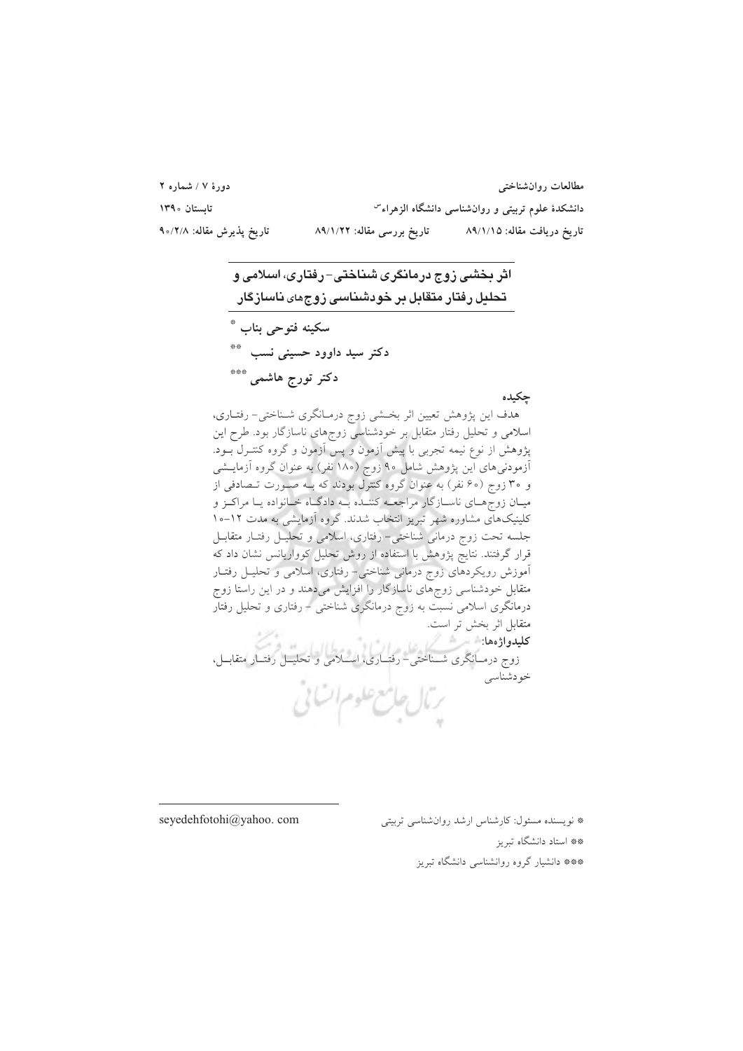مطالعات روان‌شناختی
دانشکدهٔ علوم تربیتی و روان‌شناسی دانشگاه الزهراء(س)

دورهٔ ۷ / شماره ۲
تابستان ۱۳۹۰

تاریخ دریافت مقاله: ۸۹/۱/۱۵ — تاریخ بررسی مقاله: ۸۹/۱/۲۲ — تاریخ پذیرش مقاله: ۹۰/۲/۸

# اثر بخشی زوج درمانگری شناختی- رفتاری، اسلامی و تحلیل رفتار متقابل بر خودشناسی زوج‌های ناسازگار

**سکینه فتوحی بناب** *

**دکتر سید داوود حسینی نسب** **

**دکتر تورج هاشمی** ***

## چکیده

هدف این پژوهش تعیین اثر بخشی زوج درمانگری شناختی- رفتاری، اسلامی و تحلیل رفتار متقابل بر خودشناسی زوج‌های ناسازگار بود. طرح این پژوهش از نوع نیمه تجربی با پیش آزمون و پس آزمون و گروه کنترل بود. آزمودنی‌های این پژوهش شامل ۹۰ زوج (۱۸۰ نفر) به عنوان گروه آزمایشی و ۳۰ زوج (۶۰ نفر) به عنوان گروه کنترل بودند که به صورت تصادفی از میان زوج‌های ناسازگار مراجعه کننده به دادگاه خانواده یا مراکز و کلینیک‌های مشاوره شهر تبریز انتخاب شدند. گروه آزمایشی به مدت ۱۲-۱۰ جلسه تحت زوج درمانی شناختی- رفتاری، اسلامی و تحلیل رفتار متقابل قرار گرفتند. نتایج پژوهش با استفاده از روش تحلیل کوواریانس نشان داد که آموزش رویکردهای زوج درمانی شناختی- رفتاری، اسلامی و تحلیل رفتار متقابل خودشناسی زوج‌های ناسازگار را افزایش می‌دهند و در این راستا زوج درمانگری اسلامی نسبت به زوج درمانگری شناختی- رفتاری و تحلیل رفتار متقابل اثر بخش تر است.

**کلیدواژه‌ها:**
زوج درمانگری شناختی- رفتاری، اسلامی و تحلیل رفتار متقابل، خودشناسی

---

* نویسنده مسئول: کارشناس ارشد روانشناسی تربیتی — seyedehfotohi@yahoo. com

** استاد دانشگاه تبریز

*** دانشیار گروه روانشناسی دانشگاه تبریز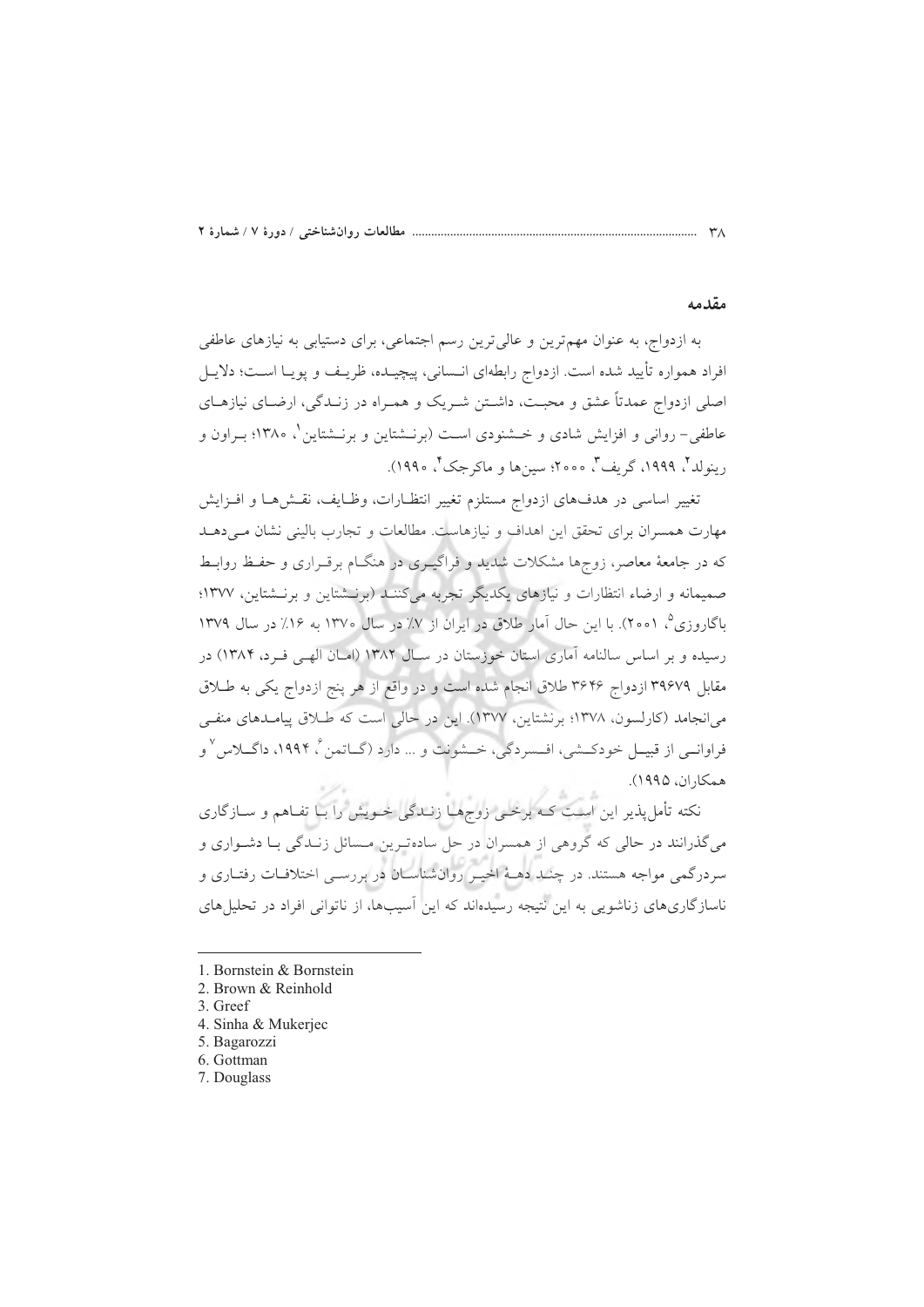## مقدمه

به ازدواج، به عنوان مهم‌ترین و عالی‌ترین رسم اجتماعی، برای دستیابی به نیازهای عاطفی افراد همواره تأیید شده است. ازدواج رابطه‌ای انسانی، پیچیده، ظریف و پویا است؛ دلایل اصلی ازدواج عمدتاً عشق و محبت، داشتن شریک و همراه در زندگی، ارضای نیازهای عاطفی- روانی و افزایش شادی و خشنودی است (برنشتاین و برنشتاین[1]، ۱۳۸۰؛ براون و رینولد[2]، ۱۹۹۹، گریف[3]، ۲۰۰۰؛ سین‌ها و ماکرجک[4]، ۱۹۹۰).

تغییر اساسی در هدف‌های ازدواج مستلزم تغییر انتظارات، وظایف، نقش‌ها و افزایش مهارت همسران برای تحقق این اهداف و نیازهاست. مطالعات و تجارب بالینی نشان می‌دهد که در جامعهٔ معاصر، زوج‌ها مشکلات شدید و فراگیری در هنگام برقراری و حفظ روابط صمیمانه و ارضاء انتظارات و نیازهای یکدیگر تجربه می‌کنند (برنشتاین و برنشتاین، ۱۳۷۷؛ باگاروزی[5]، ۲۰۰۱). با این حال آمار طلاق در ایران از ۷٪ در سال ۱۳۷۰ به ۱۶٪ در سال ۱۳۷۹ رسیده و بر اساس سالنامه آماری استان خوزستان در سال ۱۳۸۲ (امان الهی فرد، ۱۳۸۴) در مقابل ۳۹۶۷۹ ازدواج ۳۶۴۶ طلاق انجام شده است و در واقع از هر پنج ازدواج یکی به طلاق می‌انجامد (کارلسون، ۱۳۷۸؛ برنشتاین، ۱۳۷۷). این در حالی است که طلاق پیامدهای منفی فراوانی از قبیل خودکشی، افسردگی، خشونت و ... دارد (گاتمن[6]، ۱۹۹۴، داگلاس[7] و همکاران، ۱۹۹۵).

نکته تأمل‌پذیر این است که برخی زوج‌ها زندگی خویش را با تفاهم و سازگاری می‌گذرانند در حالی که گروهی از همسران در حل ساده‌ترین مسائل زندگی با دشواری و سردرگمی مواجه هستند. در چند دههٔ اخیر روان‌شناسان در بررسی اختلافات رفتاری و ناسازگاری‌های زناشویی به این نتیجه رسیده‌اند که این آسیب‌ها، از ناتوانی افراد در تحلیل‌های

---

1. Bornstein & Bornstein
2. Brown & Reinhold
3. Greef
4. Sinha & Mukerjec
5. Bagarozzi
6. Gottman
7. Douglass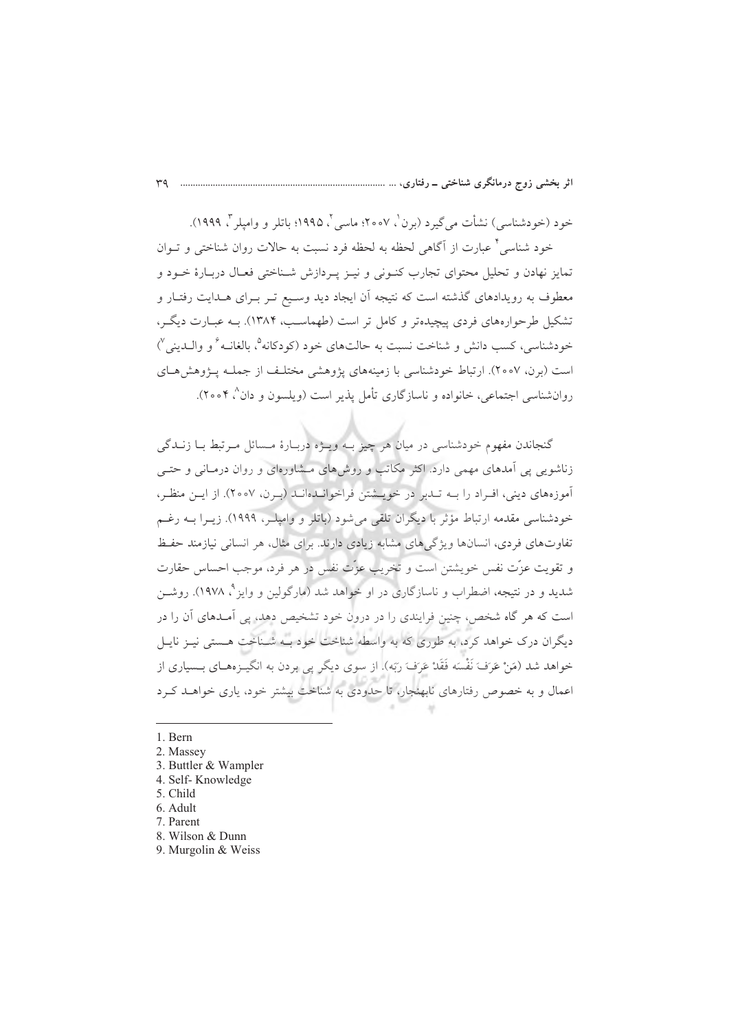خود (خودشناسی) نشأت می‌گیرد (برن[1]، ۲۰۰۷؛ ماسی[2]، ۱۹۹۵؛ باتلر و وامپلر[3]، ۱۹۹۹).

خود شناسی[4] عبارت از آگاهی لحظه به لحظه فرد نسبت به حالات روان شناختی و توان تمایز نهادن و تحلیل محتوای تجارب کنونی و نیز پردازش شناختی فعال دربارهٔ خود و معطوف به رویدادهای گذشته است که نتیجه آن ایجاد دید وسیع تر برای هدایت رفتار و تشکیل طرحواره‌های فردی پیچیده‌تر و کامل تر است (طهماسب، ۱۳۸۴). به عبارت دیگر، خودشناسی، کسب دانش و شناخت نسبت به حالت‌های خود (کودکانه[5]، بالغانه[6] و والدینی[7]) است (برن، ۲۰۰۷). ارتباط خودشناسی با زمینه‌های پژوهشی مختلف از جمله پژوهش‌های روان‌شناسی اجتماعی، خانواده و ناسازگاری تأمل پذیر است (ویلسون و دان[8]، ۲۰۰۴).

گنجاندن مفهوم خودشناسی در میان هر چیز به ویژه دربارهٔ مسائل مرتبط با زندگی زناشویی پی آمدهای مهمی دارد. اکثر مکاتب و روش‌های مشاوره‌ای و روان درمانی و حتی آموزه‌های دینی، افراد را به تدبر در خویشتن فراخوانده‌اند (برن، ۲۰۰۷). از این منظر، خودشناسی مقدمه ارتباط مؤثر با دیگران تلقی می‌شود (باتلر و وامپلر، ۱۹۹۹). زیرا به رغم تفاوت‌های فردی، انسان‌ها ویژگی‌های مشابه زیادی دارند. برای مثال، هر انسانی نیازمند حفظ و تقویت عزّت نفس خویشتن است و تخریب عزّت نفس در هر فرد، موجب احساس حقارت شدید و در نتیجه، اضطراب و ناسازگاری در او خواهد شد (مارگولین و وایز[9]، ۱۹۷۸). روشن است که هر گاه شخص، چنین فرایندی را در درون خود تشخیص دهد، پی آمدهای آن را در دیگران درک خواهد کرد، به طوری که به واسطه شناخت خود به شناخت هستی نیز نایل خواهد شد (مَنْ عَرَفَ نَفْسَه فَقَدْ عَرَفَ رَبّه). از سوی دیگر پی بردن به انگیزه‌های بسیاری از اعمال و به خصوص رفتارهای نابهنجار، تا حدودی به شناخت بیشتر خود، یاری خواهد کرد

---

1. Bern
2. Massey
3. Buttler & Wampler
4. Self- Knowledge
5. Child
6. Adult
7. Parent
8. Wilson & Dunn
9. Murgolin & Weiss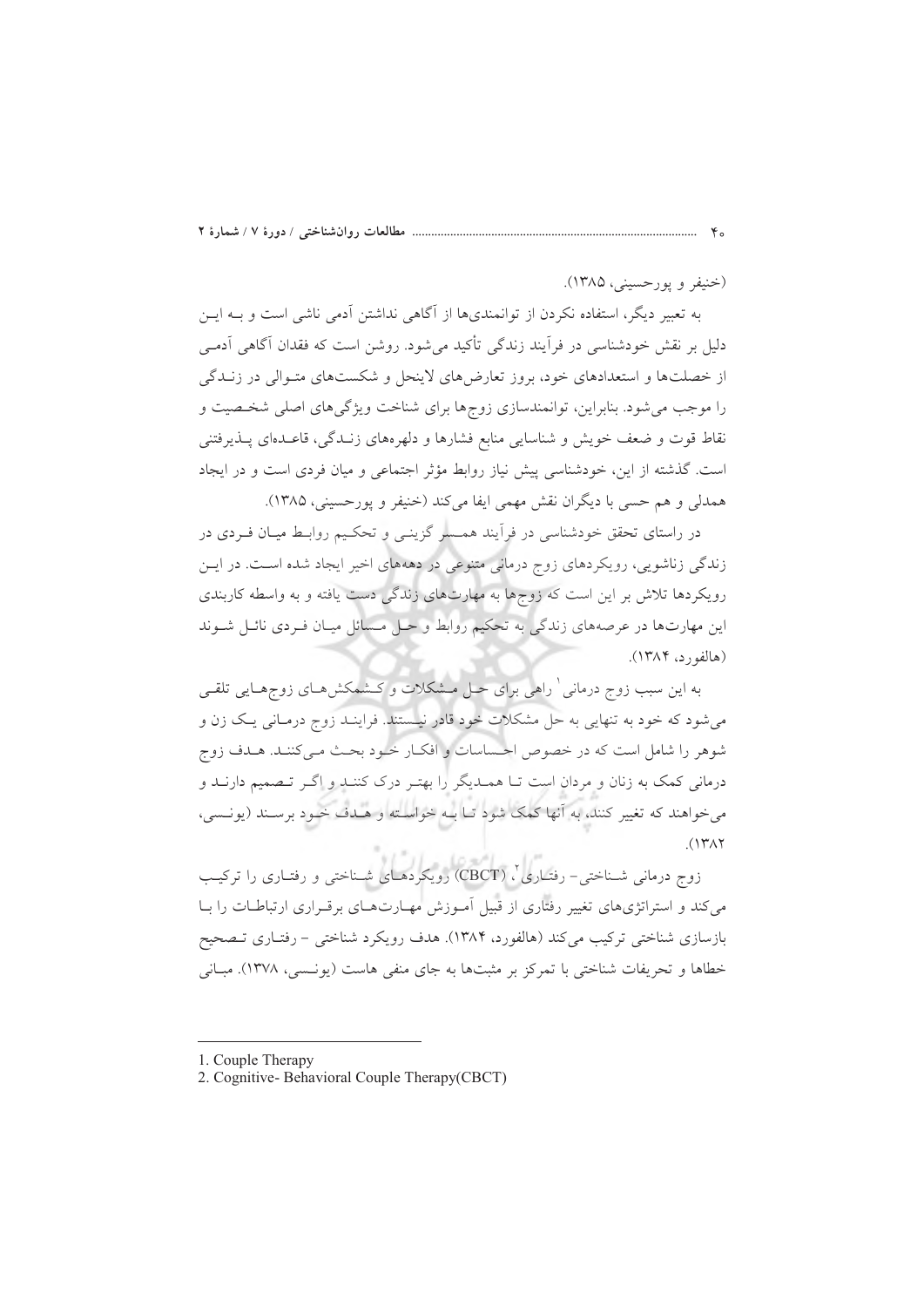(خنیفر و پورحسینی، ۱۳۸۵).

به تعبیر دیگر، استفاده نکردن از توانمندی‌ها از آگاهی نداشتن آدمی ناشی است و به این دلیل بر نقش خودشناسی در فرآیند زندگی تأکید می‌شود. روشن است که فقدان آگاهی آدمی از خصلت‌ها و استعدادهای خود، بروز تعارض‌های لاینحل و شکست‌های متوالی در زندگی را موجب می‌شود. بنابراین، توانمندسازی زوج‌ها برای شناخت ویژگی‌های اصلی شخصیت و نقاط قوت و ضعف خویش و شناسایی منابع فشارها و دلهره‌های زندگی، قاعده‌ای پذیرفتنی است. گذشته از این، خودشناسی پیش نیاز روابط مؤثر اجتماعی و میان فردی است و در ایجاد همدلی و هم حسی با دیگران نقش مهمی ایفا می‌کند (خنیفر و پورحسینی، ۱۳۸۵).

در راستای تحقق خودشناسی در فرآیند همسر گزینی و تحکیم روابط میان فردی در زندگی زناشویی، رویکردهای زوج درمانی متنوعی در دهه‌های اخیر ایجاد شده است. در این رویکردها تلاش بر این است که زوج‌ها به مهارت‌های زندگی دست یافته و به واسطه کاربندی این مهارت‌ها در عرصه‌های زندگی به تحکیم روابط و حل مسائل میان فردی نائل شوند (هالفورد، ۱۳۸۴).

به این سبب زوج درمانی[1] راهی برای حل مشکلات و کشمکش‌های زوج‌هایی تلقی می‌شود که خود به تنهایی به حل مشکلات خود قادر نیستند. فرایند زوج درمانی یک زن و شوهر را شامل است که در خصوص احساسات و افکار خود بحث می‌کنند. هدف زوج درمانی کمک به زنان و مردان است تا همدیگر را بهتر درک کنند و اگر تصمیم دارند و می‌خواهند که تغییر کنند، به آنها کمک شود تا به خواسته و هدف خود برسند (یونسی، ۱۳۸۲).

زوج درمانی شناختی- رفتاری[2]، (CBCT) رویکردهای شناختی و رفتاری را ترکیب می‌کند و استراتژی‌های تغییر رفتاری از قبیل آموزش مهارت‌های برقراری ارتباطات را با بازسازی شناختی ترکیب می‌کند (هالفورد، ۱۳۸۴). هدف رویکرد شناختی - رفتاری تصحیح خطاها و تحریفات شناختی با تمرکز بر مثبت‌ها به جای منفی هاست (یونسی، ۱۳۷۸). مبانی

---

1. Couple Therapy
2. Cognitive- Behavioral Couple Therapy(CBCT)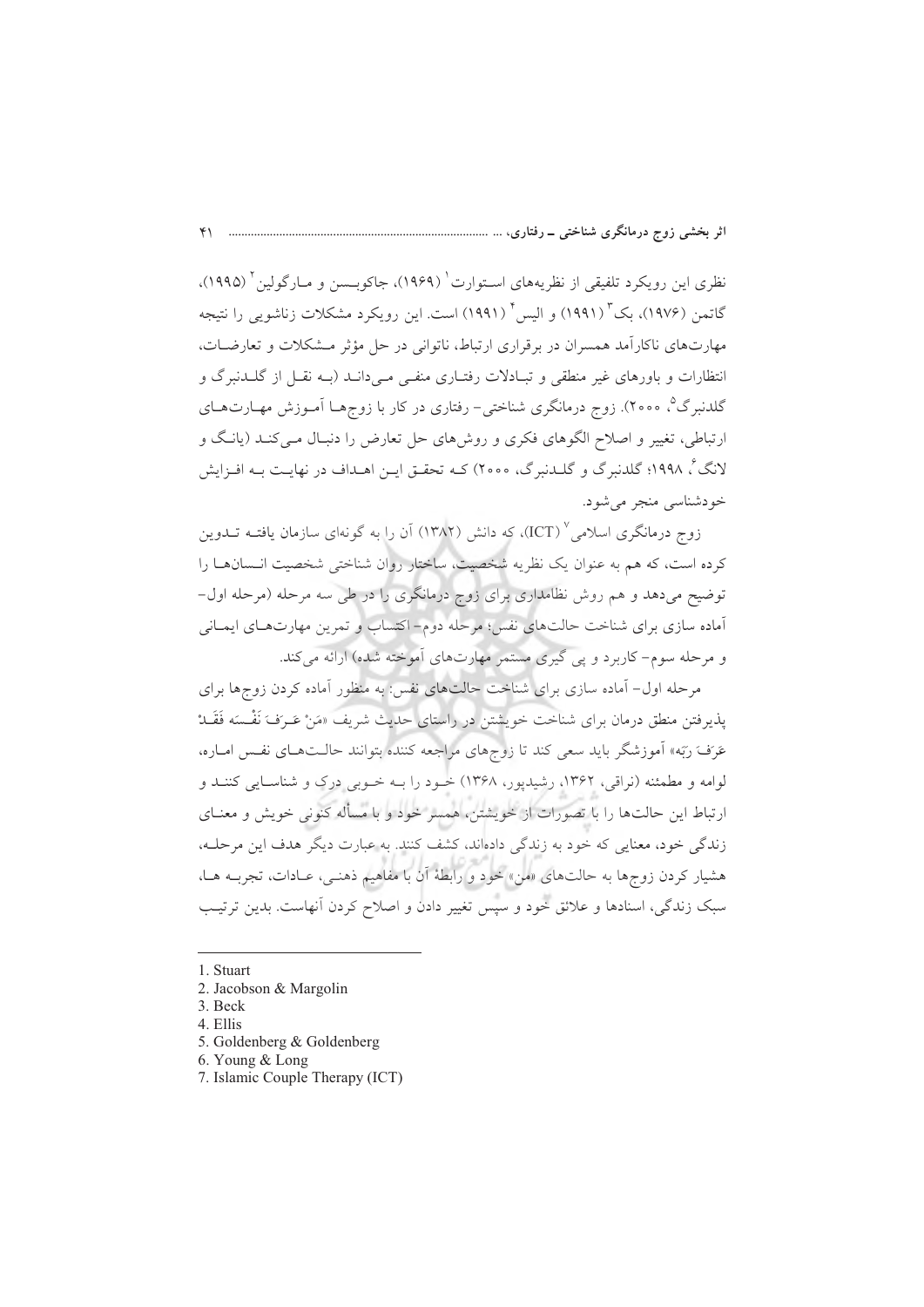نظری این رویکرد تلفیقی از نظریه‌های استوارت[1] (۱۹۶۹)، جاکوبسن و مارگولین[2] (۱۹۹۵)، گاتمن (۱۹۷۶)، بک[3] (۱۹۹۱) و الیس[4] (۱۹۹۱) است. این رویکرد مشکلات زناشویی را نتیجه مهارت‌های ناکارآمد همسران در برقراری ارتباط، ناتوانی در حل مؤثر مشکلات و تعارضات، انتظارات و باورهای غیر منطقی و تبادلات رفتاری منفی می‌دانند (به نقل از گلدنبرگ و گلدنبرگ[5]، ۲۰۰۰). زوج درمانگری شناختی- رفتاری در کار با زوج‌ها آموزش مهارت‌های ارتباطی، تغییر و اصلاح الگوهای فکری و روش‌های حل تعارض را دنبال می‌کند (یانگ و لانگ[6]، ۱۹۹۸؛ گلدنبرگ و گلدنبرگ، ۲۰۰۰) که تحقق این اهداف در نهایت به افزایش خودشناسی منجر می‌شود.

زوج درمانگری اسلامی[7] (ICT)، که دانش (۱۳۸۲) آن را به گونه‌ای سازمان یافته تدوین کرده است، که هم به عنوان یک نظریه شخصیت، ساختار روان شناختی شخصیت انسان‌ها را توضیح می‌دهد و هم روش نظامداری برای زوج درمانگری را در طی سه مرحله (مرحله اول- آماده سازی برای شناخت حالت‌های نفس؛ مرحله دوم- اکتساب و تمرین مهارت‌های ایمانی و مرحله سوم- کاربرد و پی گیری مستمر مهارت‌های آموخته شده) ارائه می‌کند.

مرحله اول- آماده سازی برای شناخت حالت‌های نفس: به منظور آماده کردن زوج‌ها برای پذیرفتن منطق درمان برای شناخت خویشتن در راستای حدیث شریف «مَنْ عَرَفَ نَفْسَهُ فَقَدْ عَرَفَ رَبَّه» آموزشگر باید سعی کند تا زوج‌های مراجعه کننده بتوانند حالت‌های نفس اماره، لوامه و مطمئنه (نراقی، ۱۳۶۲، رشیدپور، ۱۳۶۸) خود را به خوبی درک و شناسایی کنند و ارتباط این حالت‌ها را با تصورات از خویشتن، همسر خود و با مسأله کنونی خویش و معنای زندگی خود، معنایی که خود به زندگی داده‌اند، کشف کنند. به عبارت دیگر هدف این مرحله، هشیار کردن زوج‌ها به حالت‌های «من» خود و رابطهٔ آن با مفاهیم ذهنی، عادات، تجربه‌ها، سبک زندگی، اسنادها و علائق خود و سپس تغییر دادن و اصلاح کردن آنهاست. بدین ترتیب

---

1. Stuart
2. Jacobson & Margolin
3. Beck
4. Ellis
5. Goldenberg & Goldenberg
6. Young & Long
7. Islamic Couple Therapy (ICT)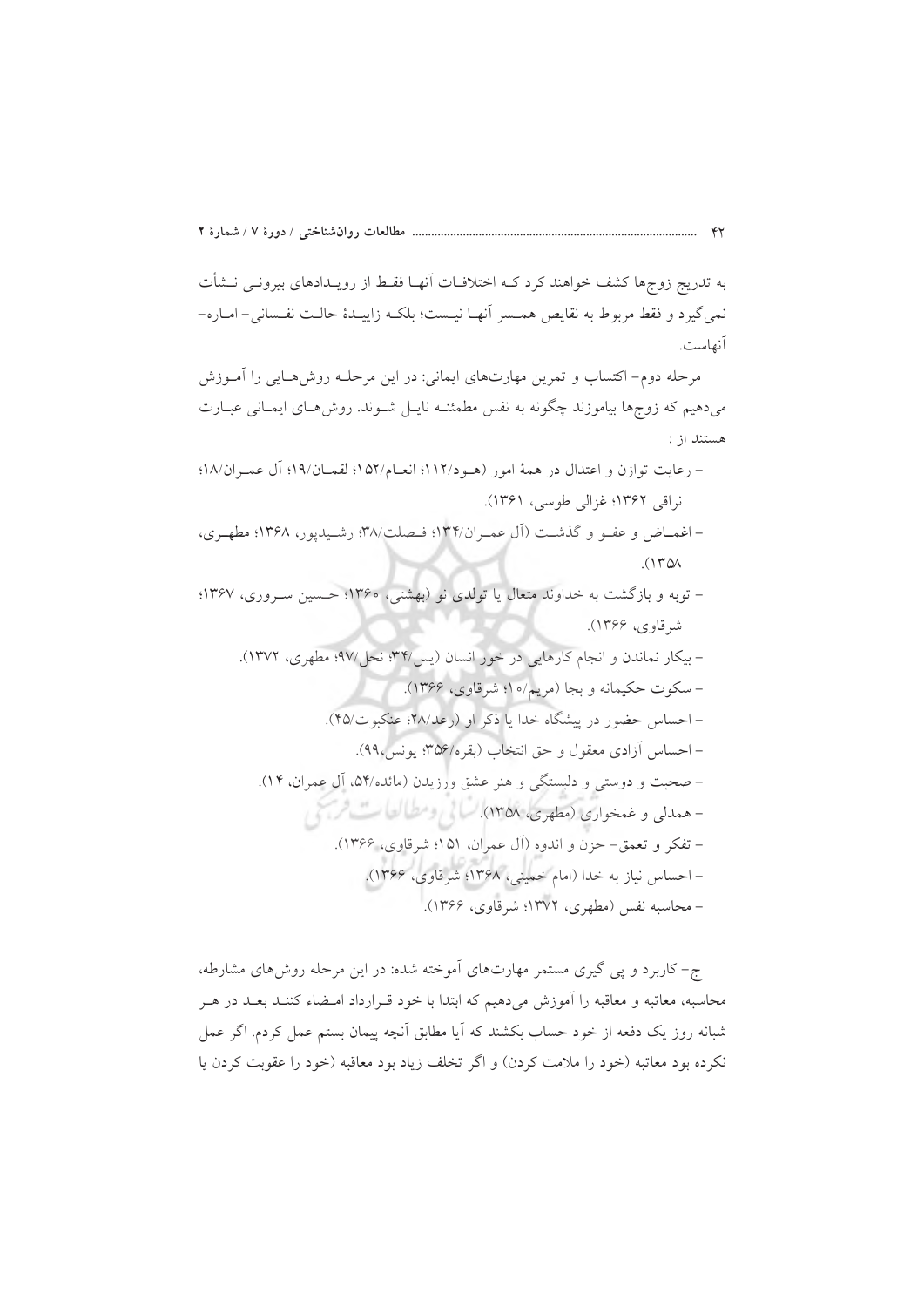به تدریج زوج‌ها کشف خواهند کرد کـه اختلافـات آنهـا فقـط از رویـدادهای بیرونـی نـشأت نمی‌گیرد و فقط مربوط به نقایص همـسر آنهـا نیـست؛ بلکـه زاییـدهٔ حالـت نفـسانی- امـاره- آنهاست.

مرحله دوم- اکتساب و تمرین مهارت‌های ایمانی: در این مرحلـه روش‌هـایی را آمـوزش می‌دهیم که زوج‌ها بیاموزند چگونه به نفس مطمئنـه نایـل شـوند. روش‌هـای ایمـانی عبـارت هستند از :

- رعایت توازن و اعتدال در همهٔ امور (هـود/۱۱۲؛ انعـام/۱۵۲؛ لقمـان/۱۹؛ آل عمـران/۱۸؛ نراقی ۱۳۶۲؛ غزالی طوسی، ۱۳۶۱).
- اغمـاض و عفـو و گذشـت (آل عمـران/۱۳۴؛ فـصلت/۳۸؛ رشـیدپور، ۱۳۶۸؛ مطهـری، ۱۳۵۸).
- توبه و بازگشت به خداوند متعال یا تولدی نو (بهشتی، ۱۳۶۰؛ حـسین سـروری، ۱۳۶۷؛ شرقاوی، ۱۳۶۶).
- بیکار نماندن و انجام کارهایی در خور انسان (یس/۳۴؛ نحل/۹۷؛ مطهری، ۱۳۷۲).
- سکوت حکیمانه و بجا (مریم/۱۰؛ شرقاوی، ۱۳۶۶).
- احساس حضور در پیشگاه خدا یا ذکر او (رعد/۲۸؛ عنکبوت/۴۵).
- احساس آزادی معقول و حق انتخاب (بقره/۳۵۶؛ یونس،۹۹).
- صحبت و دوستی و دلبستگی و هنر عشق ورزیدن (مائده/۵۴، آل عمران، ۱۴).
- همدلی و غمخواری (مطهری، ۱۳۵۸).
- تفکر و تعمق- حزن و اندوه (آل عمران، ۱۵۱؛ شرقاوی، ۱۳۶۶).
- احساس نیاز به خدا (امام خمینی، ۱۳۶۸؛ شرقاوی، ۱۳۶۶).
- محاسبه نفس (مطهری، ۱۳۷۲؛ شرقاوی، ۱۳۶۶).

ج- کاربرد و پی گیری مستمر مهارت‌های آموخته شده: در این مرحله روش‌های مشارطه، محاسبه، معاتبه و معاقبه را آموزش می‌دهیم که ابتدا با خود قـرارداد امـضاء کننـد بعـد در هـر شبانه روز یک دفعه از خود حساب بکشند که آیا مطابق آنچه پیمان بستم عمل کردم. اگر عمل نکرده بود معاتبه (خود را ملامت کردن) و اگر تخلف زیاد بود معاقبه (خود را عقوبت کردن یا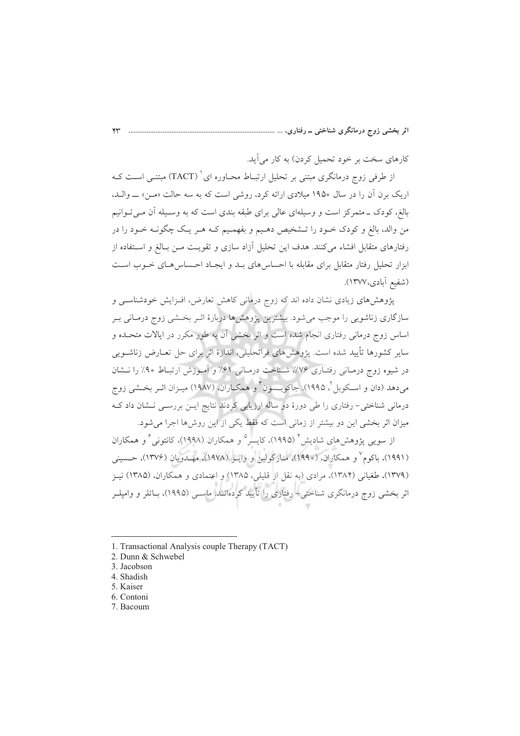کارهای سخت بر خود تحمیل کردن) به کار می‌آید.

از طرفی زوج درمانگری مبتنی بر تحلیل ارتباط محاوره ای[1] (TACT) مبتنی است که اریک برن آن را در سال ۱۹۵۰ میلادی ارائه کرد، روشی است که به سه حالت «من» ــ والد، بالغ، کودک ــ متمرکز است و وسیله‌ای عالی برای طبقه بندی است که به وسیله آن می‌توانیم من والد، بالغ و کودک خود را تشخیص دهیم و بفهمیم که هر یک چگونه خود را در رفتارهای متقابل افشاء می‌کنند. هدف این تحلیل آزاد سازی و تقویت من بالغ و استفاده از ابزار تحلیل رفتار متقابل برای مقابله با احساس‌های بد و ایجاد احساس‌های خوب است (شفیع آبادی،۱۳۷۷).

پژوهش‌های زیادی نشان داده اند که زوج درمانی کاهش تعارض، افزایش خودشناسی و سازگاری زناشویی را موجب می‌شود. بیشترین پژوهش‌ها دربارهٔ اثر بخشی زوج درمانی بر اساس زوج درمانی رفتاری انجام شده است و اثر بخشی آن به طور مکرر در ایالات متحده و سایر کشورها تأیید شده است. پژوهش‌های فراتحلیلی، اندازهٔ اثر برای حل تعارض زناشویی در شیوه زوج درمانی رفتاری ۷۶٪، شناخت درمانی ۶۱٪ و آموزش ارتباط ۹۰٪ را نشان می‌دهد (دان و اسکوبل[2]، ۱۹۹۵). جاکوبسون[3] و همکاران، (۱۹۸۷) میزان اثر بخشی زوج درمانی شناختی- رفتاری را طی دورهٔ دو ساله ارزیابی کردند نتایج این بررسی نشان داد که میزان اثر بخشی این دو بیشتر از زمانی است که فقط یکی از این روش‌ها اجرا می‌شود.

از سویی پژوهش‌های شادیش[4] (۱۹۹۵)، کایسر[5] و همکاران (۱۹۹۸)، کانتونی[6] و همکاران (۱۹۹۱)، باکوم[7] و همکاران، (۱۹۹۰)، مارگولین و وایز (۱۹۷۸)، مهدویان (۱۳۷۶)، حسینی (۱۳۷۹)، طغیانی (۱۳۸۴)، مرادی (به نقل از قلیلی، ۱۳۸۵) و اعتمادی و همکاران، (۱۳۸۵) نیز اثر بخشی زوج درمانگری شناختی- رفتاری را تأیید کرده‌اند. ماسی (۱۹۹۵)، باتلر و وامپلر

---

1. Transactional Analysis couple Therapy (TACT)
2. Dunn & Schwebel
3. Jacobson
4. Shadish
5. Kaiser
6. Contoni
7. Bacoum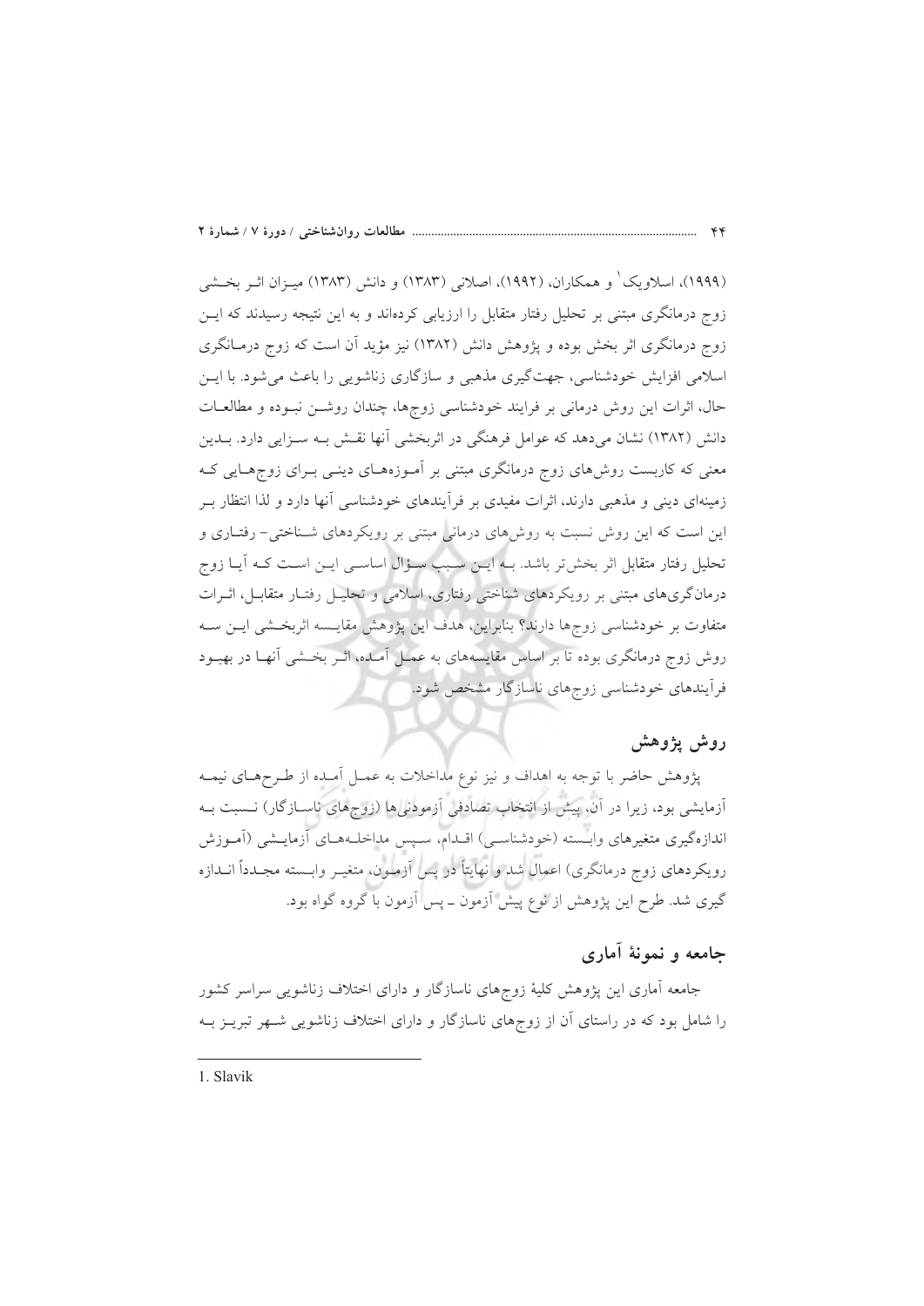(۱۹۹۹)، اسلاویک[1] و همکاران، (۱۹۹۲)، اصلانی (۱۳۸۳) و دانش (۱۳۸۳) میزان اثر بخشی زوج درمانگری مبتنی بر تحلیل رفتار متقابل را ارزیابی کرده‌اند و به این نتیجه رسیدند که این زوج درمانگری اثر بخش بوده و پژوهش دانش (۱۳۸۲) نیز مؤید آن است که زوج درمانگری اسلامی افزایش خودشناسی، جهت‌گیری مذهبی و سازگاری زناشویی را باعث می‌شود. با این حال، اثرات این روش درمانی بر فرایند خودشناسی زوج‌ها، چندان روشن نبوده و مطالعات دانش (۱۳۸۲) نشان می‌دهد که عوامل فرهنگی در اثربخشی آنها نقش به سزایی دارد. بدین معنی که کاربست روش‌های زوج درمانگری مبتنی بر آموزه‌های دینی برای زوج‌هایی که زمینه‌ای دینی و مذهبی دارند، اثرات مفیدی بر فرآیندهای خودشناسی آنها دارد و لذا انتظار بر این است که این روش نسبت به روش‌های درمانی مبتنی بر رویکردهای شناختی- رفتاری و تحلیل رفتار متقابل اثر بخش‌تر باشد. به این سبب سؤال اساسی این است که آیا زوج درمانگری‌های مبتنی بر رویکردهای شناختی رفتاری، اسلامی و تحلیل رفتار متقابل، اثرات متفاوت بر خودشناسی زوج‌ها دارند؟ بنابراین، هدف این پژوهش مقایسه اثربخشی این سه روش زوج درمانگری بوده تا بر اساس مقایسه‌های به عمل آمده، اثر بخشی آنها در بهبود فرآیندهای خودشناسی زوج‌های ناسازگار مشخص شود.

## روش پژوهش

پژوهش حاضر با توجه به اهداف و نیز نوع مداخلات به عمل آمده از طرح‌های نیمه آزمایشی بود، زیرا در آن، پیش از انتخاب تصادفی آزمودنی‌ها (زوج‌های ناسازگار) نسبت به اندازه‌گیری متغیرهای وابسته (خودشناسی) اقدام، سپس مداخله‌های آزمایشی (آموزش رویکردهای زوج درمانگری) اعمال شد و نهایتاً در پس آزمون، متغیر وابسته مجدداً اندازه گیری شد. طرح این پژوهش از نوع پیش آزمون ـ پس آزمون با گروه گواه بود.

## جامعه و نمونهٔ آماری

جامعه آماری این پژوهش کلیهٔ زوج‌های ناسازگار و دارای اختلاف زناشویی سراسر کشور را شامل بود که در راستای آن از زوج‌های ناسازگار و دارای اختلاف زناشویی شهر تبریز به

---

1. Slavik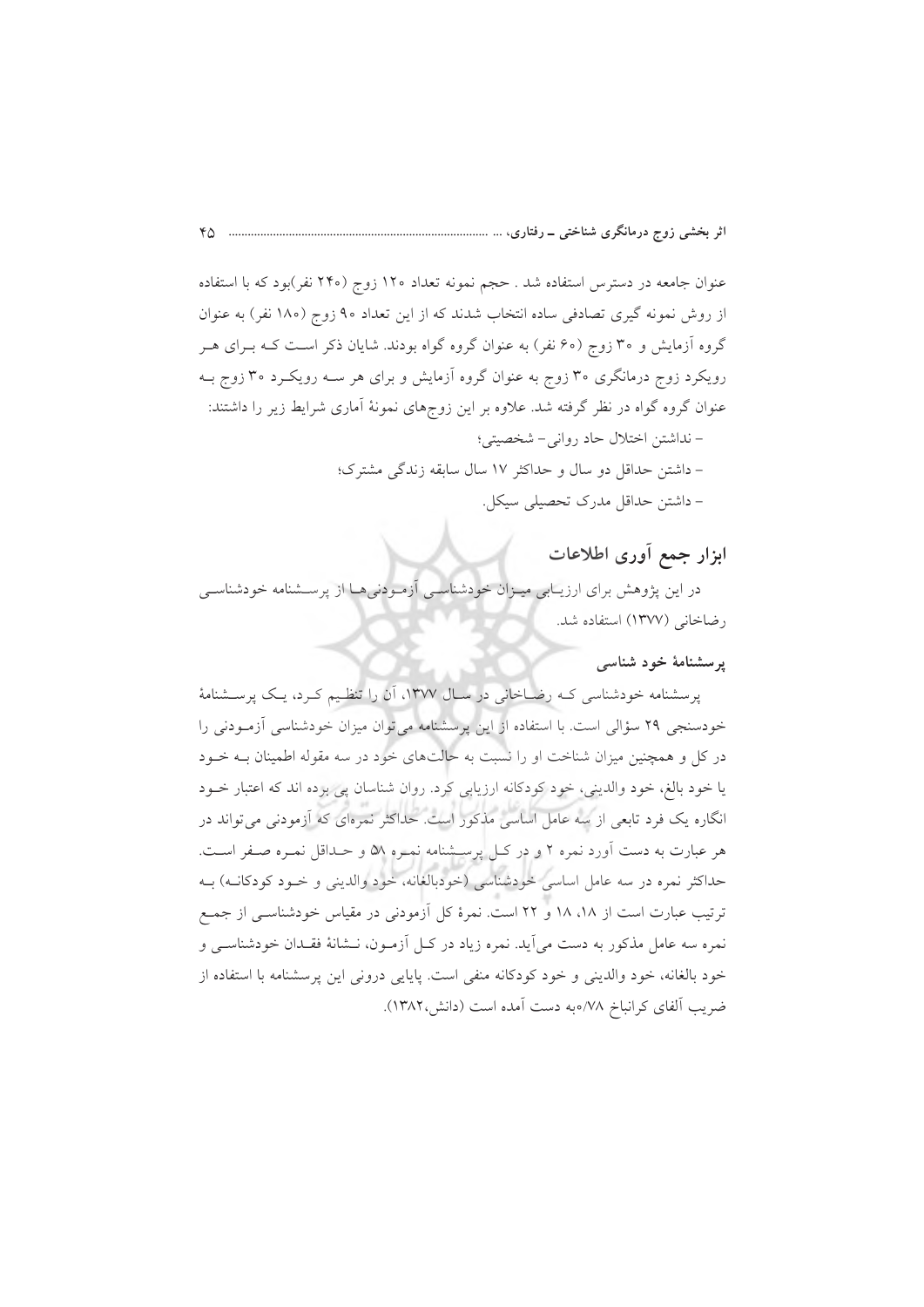عنوان جامعه در دسترس استفاده شد . حجم نمونه تعداد ۱۲۰ زوج (۲۴۰ نفر)بود که با استفاده از روش نمونه گیری تصادفی ساده انتخاب شدند که از این تعداد ۹۰ زوج (۱۸۰ نفر) به عنوان گروه آزمایش و ۳۰ زوج (۶۰ نفر) به عنوان گروه گواه بودند. شایان ذکر است کـه بـرای هـر رویکرد زوج درمانگری ۳۰ زوج به عنوان گروه آزمایش و برای هر سـه رویکـرد ۳۰ زوج بـه عنوان گروه گواه در نظر گرفته شد. علاوه بر این زوج‌های نمونهٔ آماری شرایط زیر را داشتند:

- نداشتن اختلال حاد روانی- شخصیتی؛
- داشتن حداقل دو سال و حداکثر ۱۷ سال سابقه زندگی مشترک؛
- داشتن حداقل مدرک تحصیلی سیکل.

## ابزار جمع آوری اطلاعات

در این پژوهش برای ارزیـابی میـزان خودشناسـی آزمـودنی‌هـا از پرسـشنامه خودشناسـی رضاخانی (۱۳۷۷) استفاده شد.

### پرسشنامهٔ خود شناسی

پرسشنامه خودشناسی کـه رضـاخانی در سـال ۱۳۷۷، آن را تنظـیم کـرد، یـک پرسـشنامهٔ خودسنجی ۲۹ سؤالی است. با استفاده از این پرسشنامه می‌توان میزان خودشناسی آزمـودنی را در کل و همچنین میزان شناخت او را نسبت به حالت‌های خود در سه مقوله اطمینان بـه خـود یا خود بالغ، خود والدینی، خود کودکانه ارزیابی کرد. روان شناسان پی برده اند که اعتبار خـود انگاره یک فرد تابعی از سه عامل اساسی مذکور است. حداکثر نمره‌ای که آزمودنی می‌تواند در هر عبارت به دست آورد نمره ۲ و در کـل پرسـشنامه نمـره ۵۸ و حـداقل نمـره صـفر اسـت. حداکثر نمره در سه عامل اساسی خودشناسی (خودبالغانه، خود والدینی و خـود کودکانـه) بـه ترتیب عبارت است از ۱۸، ۱۸ و ۲۲ است. نمرهٔ کل آزمودنی در مقیاس خودشناسـی از جمـع نمره سه عامل مذکور به دست می‌آید. نمره زیاد در کـل آزمـون، نـشانهٔ فقـدان خودشناسـی و خود بالغانه، خود والدینی و خود کودکانه منفی است. پایایی درونی این پرسشنامه با استفاده از ضریب آلفای کرانباخ ۰/۷۸به دست آمده است (دانش،۱۳۸۲).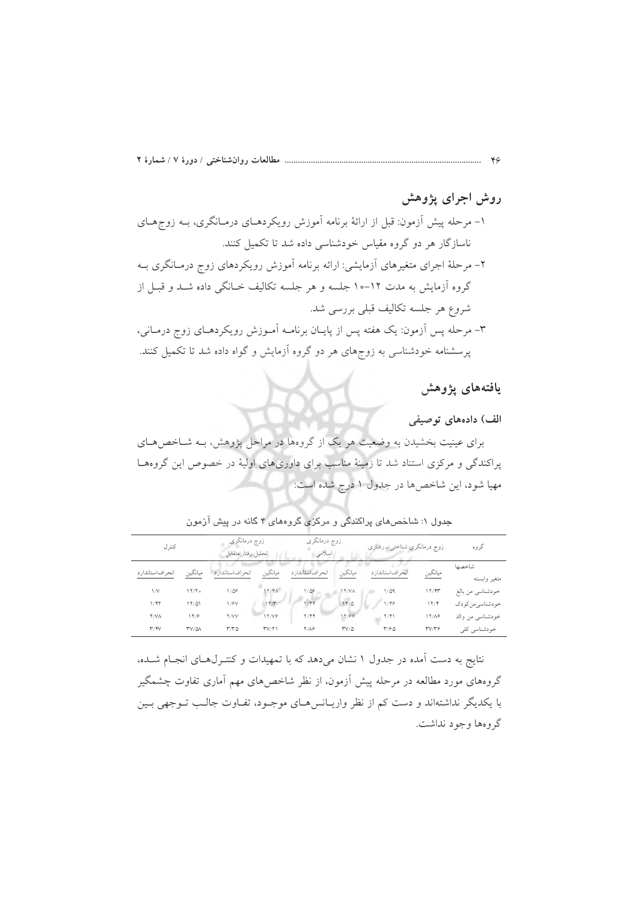## روش اجرای پژوهش

۱- مرحله پیش آزمون: قبل از ارائهٔ برنامه آموزش رویکردهـای درمـانگری، بـه زوج‌هـای ناسازگار هر دو گروه مقیاس خودشناسی داده شد تا تکمیل کنند.

۲- مرحلهٔ اجرای متغیرهای آزمایشی: ارائه برنامه آموزش رویکردهای زوج درمـانگری بـه گروه آزمایش به مدت ۱۲-۱۰ جلسه و هر جلسه تکالیف خـانگی داده شـد و قبـل از شروع هر جلسه تکالیف قبلی بررسی شد.

۳- مرحله پس آزمون: یک هفته پس از پایـان برنامـه آمـوزش رویکردهـای زوج درمـانی، پرسشنامه خودشناسی به زوج‌های هر دو گروه آزمایش و گواه داده شد تا تکمیل کنند.

## یافته‌های پژوهش

### الف) داده‌های توصیفی

برای عینیت بخشیدن به وضعیت هر یک از گروه‌ها در مراحل پژوهش، بـه شـاخص‌هـای پراکندگی و مرکزی استناد شد تا زمینهٔ مناسب برای داوری‌های اولیهٔ در خصوص این گروه‌هـا مهیا شود، این شاخص‌ها در جدول ۱ درج شده است:

جدول ۱: شاخص‌های پراکندگی و مرکزی گروههای ۴ گانه در پیش آزمون

| گروه | زوج درمانگری شناختی ـ رفتاری | | زوج درمانگری اسلامی | | زوج درمانگری تحلیل رفتار متقابل | | کنترل | |
|---|---|---|---|---|---|---|---|---|
| شاخصها / متغیر وابسته | میانگین | انحراف‌استاندارد | میانگین | انحراف‌استاندارد | میانگین | انحراف‌استاندارد | میانگین | انحراف‌استاندارد |
| خودشناسی من بالغ | ۱۲/۴۳ | ۱/۵۹ | ۱۲/۷۸ | ۱/۵۶ | ۱۲/۴۸ | ۱/۵۶ | ۱۲/۲۰ | ۱/۷ |
| خودشناسی‌من‌کودک | ۱۲/۴ | ۱/۴۶ | ۱۲/۵ | ۱/۴۴ | ۱۲/۳ | ۱/۶۷ | ۱۲/۵۱ | ۱/۴۲ |
| خودشناسی من والد | ۱۲/۸۶ | ۲/۴۱ | ۱۲/۶۶ | ۲/۴۴ | ۱۲/۷۶ | ۲/۷۷ | ۱۲/۶ | ۲/۷۸ |
| خودشناسی کلی | ۳۷/۳۶ | ۳/۶۵ | ۳۷/۵ | ۲/۸۶ | ۳۷/۲۱ | ۳/۳۵ | ۳۷/۵۸ | ۳/۴۷ |

نتایج به دست آمده در جدول ۱ نشان می‌دهد که با تمهیدات و کنتـرل‌هـای انجـام شـده، گروه‌های مورد مطالعه در مرحله پیش آزمون، از نظر شاخص‌های مهم آماری تفاوت چشمگیر با یکدیگر نداشته‌اند و دست کم از نظر واریـانس‌هـای موجـود، تفـاوت جالـب تـوجهی بـین گروه‌ها وجود نداشت.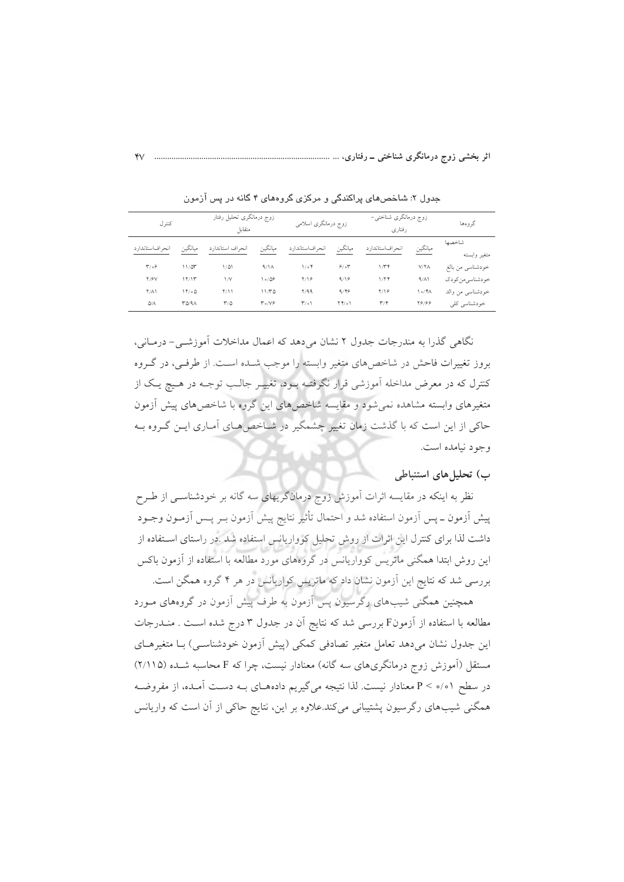جدول ۲: شاخص‌های پراکندگی و مرکزی گروه‌های ۴ گانه در پس آزمون

| گروه‌ها | زوج درمانگری شناختی- رفتاری | | زوج درمانگری اسلامی | | زوج درمانگری تحلیل رفتار متقابل | | کنترل | |
|---|---|---|---|---|---|---|---|---|
| شاخصها / متغیر وابسته | میانگین | انحراف‌استاندارد | میانگین | انحراف‌استاندارد | میانگین | انحراف استاندارد | میانگین | انحراف‌استاندارد |
| خودشناسی من بالغ | ۷/۲۸ | ۱/۳۴ | ۶/۰۳ | ۱/۰۴ | ۹/۱۸ | ۱/۵۱ | ۱۱/۵۳ | ۳/۰۶ |
| خودشناسی‌من‌کودک | ۹/۸۱ | ۱/۲۴ | ۹/۱۶ | ۲/۱۶ | ۱۰/۵۶ | ۱/۷ | ۱۲/۱۳ | ۲/۶۷ |
| خودشناسی من والد | ۱۰/۴۸ | ۲/۱۶ | ۹/۴۶ | ۲/۹۹ | ۱۱/۳۵ | ۲/۱۱ | ۱۲/۰۵ | ۲/۸۱ |
| خودشناسی کلی | ۲۶/۶۶ | ۳/۴ | ۲۴/۰۱ | ۳/۰۱ | ۳۰/۷۶ | ۳/۵ | ۳۵/۹۸ | ۵/۸ |

نگاهی گذرا به مندرجات جدول ۲ نشان می‌دهد که اعمال مداخلات آموزشی- درمانی، بروز تغییرات فاحش در شاخص‌های متغیر وابسته را موجب شده است. از طرفی، در گروه کنترل که در معرض مداخله آموزشی قرار نگرفته بود، تغییر جالب توجه در هیچ یک از متغیرهای وابسته مشاهده نمی‌شود و مقایسه شاخص‌های این گروه با شاخص‌های پیش آزمون حاکی از این است که با گذشت زمان تغییر چشمگیر در شاخص‌های آماری این گروه به وجود نیامده است.

### ب) تحلیل‌های استنباطی

نظر به اینکه در مقایسه اثرات آموزش زوج درمانگریهای سه گانه بر خودشناسی از طرح پیش آزمون ـ پس آزمون استفاده شد و احتمال تأثیر نتایج پیش آزمون بر پس آزمون وجود داشت لذا برای کنترل این اثرات از روش تحلیل کوواریانس استفاده شد .در راستای استفاده از این روش ابتدا همگنی ماتریس کوواریانس در گروه‌های مورد مطالعه با استفاده از آزمون باکس بررسی شد که نتایج این آزمون نشان داد که ماتریس کواریانس در هر ۴ گروه همگن است.

همچنین همگنی شیب‌های رگرسیون پس آزمون به طرف پیش آزمون در گروه‌های مورد مطالعه با استفاده از آزمونF بررسی شد که نتایج آن در جدول ۳ درج شده است . مندرجات این جدول نشان می‌دهد تعامل متغیر تصادفی کمکی (پیش آزمون خودشناسی) با متغیرهای مستقل (آموزش زوج درمانگری‌های سه گانه) معنادار نیست، چرا که F محاسبه شده (۲/۱۱۵) در سطح $P < ۰/۰۱$ معنادار نیست. لذا نتیجه می‌گیریم داده‌های به دست آمده، از مفروضه همگنی شیب‌های رگرسیون پشتیبانی می‌کند.علاوه بر این، نتایج حاکی از آن است که واریانس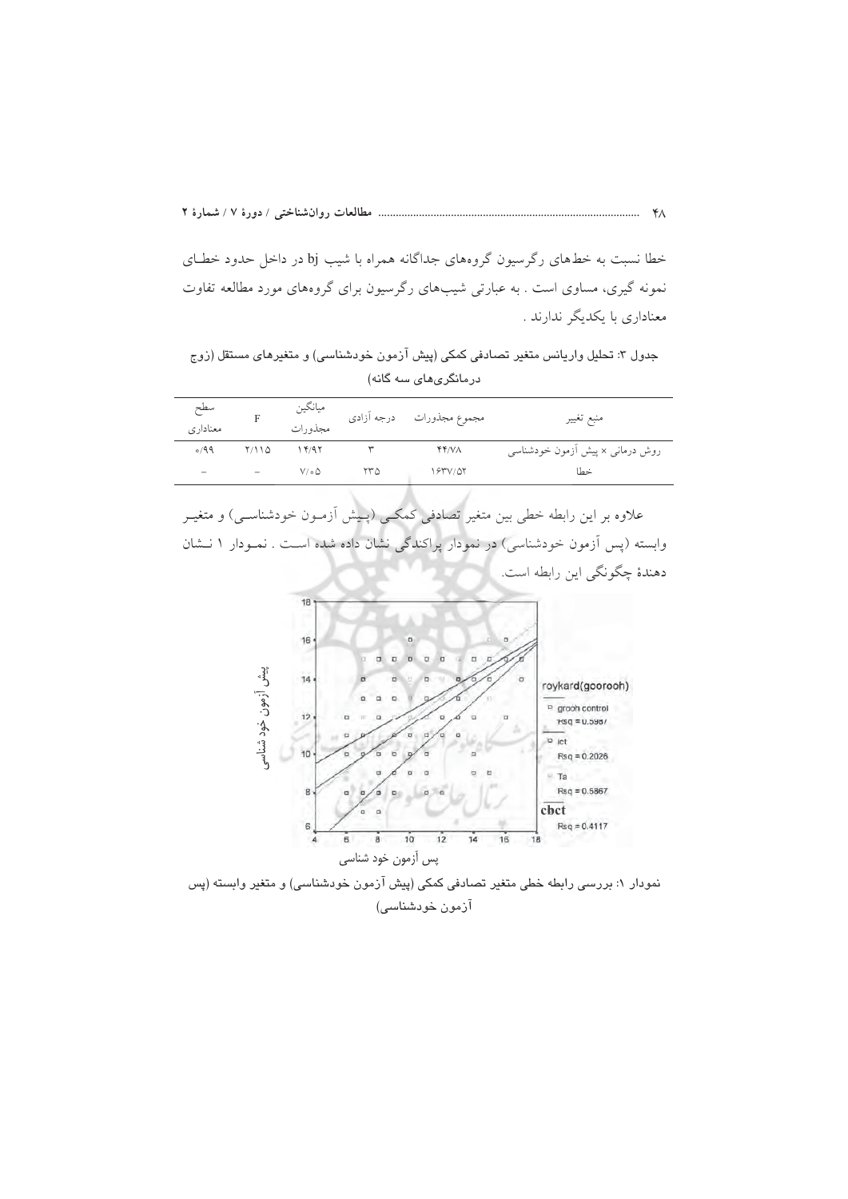خطا نسبت به خط‌های رگرسیون گروه‌های جداگانه همراه با شیب bj در داخل حدود خطای نمونه گیری، مساوی است . به عبارتی شیب‌های رگرسیون برای گروه‌های مورد مطالعه تفاوت معناداری با یکدیگر ندارند .

جدول ۳: تحلیل واریانس متغیر تصادفی کمکی (پیش آزمون خودشناسی) و متغیرهای مستقل (زوج درمانگری‌های سه گانه)

| منبع تغییر | مجموع مجذورات | درجه آزادی | میانگین مجذورات | F | سطح معناداری |
|---|---|---|---|---|---|
| روش درمانی × پیش آزمون خودشناسی | ۴۴/۷۸ | ۳ | ۱۴/۹۲ | ۲/۱۱۵ | ۰/۹۹ |
| خطا | ۱۶۳۷/۵۲ | ۲۳۵ | ۷/۰۵ | – | – |

علاوه بر این رابطه خطی بین متغیر تصادفی کمکی (پیش آزمون خودشناسی) و متغیر وابسته (پس آزمون خودشناسی) در نمودار پراکندگی نشان داده شده است . نمودار ۱ نشان دهندهٔ چگونگی این رابطه است.

نمودار ۱: بررسی رابطه خطی متغیر تصادفی کمکی (پیش آزمون خودشناسی) و متغیر وابسته (پس آزمون خودشناسی)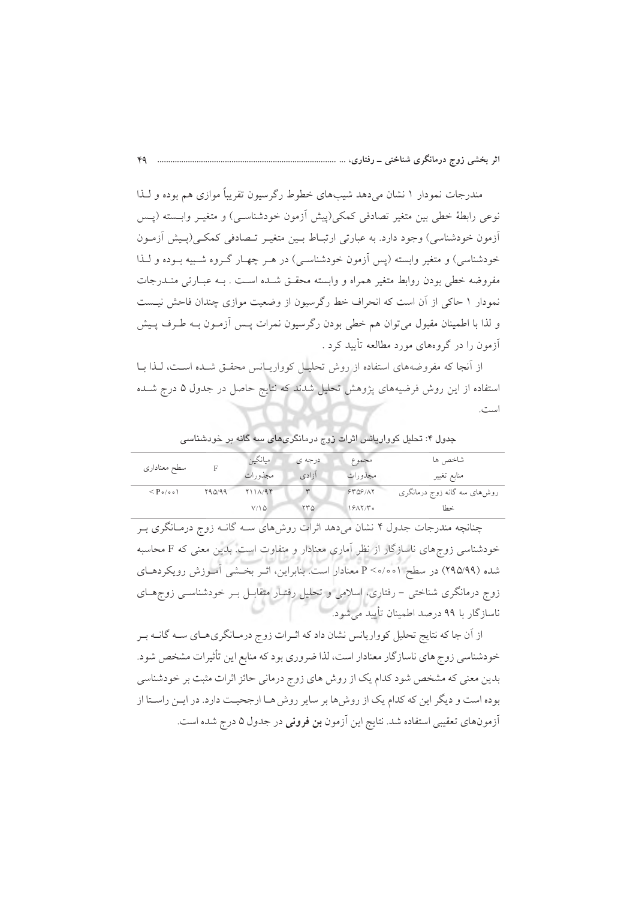مندرجات نمودار ۱ نشان می‌دهد شیب‌های خطوط رگرسیون تقریباً موازی هم بوده و لـذا نوعی رابطهٔ خطی بین متغیر تصادفی کمکی(پیش آزمون خودشناسـی) و متغیـر وابـسته (پـس آزمون خودشناسی) وجود دارد. به عبارتی ارتبـاط بـین متغیـر تـصادفی کمکـی(پـیش آزمـون خودشناسی) و متغیر وابسته (پس آزمون خودشناسـی) در هـر چهـار گـروه شـبیه بـوده و لـذا مفروضه خطی بودن روابط متغیر همراه و وابسته محقـق شـده اسـت . بـه عبـارتی منـدرجات نمودار ۱ حاکی از آن است که انحراف خط رگرسیون از وضعیت موازی چندان فاحش نیـست و لذا با اطمینان مقبول می‌توان هم خطی بودن رگرسیون نمرات پـس آزمـون بـه طـرف پـیش آزمون را در گروه‌های مورد مطالعه تأیید کرد .

از آنجا که مفروضه‌های استفاده از روش تحلیـل کوواریـانس محقـق شـده اسـت، لـذا بـا استفاده از این روش فرضیه‌های پژوهش تحلیل شدند که نتایج حاصل در جدول ۵ درج شـده است.

**جدول ۴: تحلیل کوواریانس اثرات زوج درمانگری‌های سه گانه بر خودشناسی**

| شاخص ها / منابع تغییر | مجموع مجذورات | درجه ی آزادی | میانگین مجذورات | F | سطح معناداری |
|---|---|---|---|---|---|
| روش‌های سه گانه زوج درمانگری | ۶۳۵۶/۸۲ | ۳ | ۲۱۱۸/۹۴ | ۲۹۵/۹۹ | P<۰/۰۰۱ |
| خطا | ۱۶۸۲/۳۰ | ۲۳۵ | ۷/۱۵ | | |

چنانچه مندرجات جدول ۴ نشان می‌دهد اثرات روش‌های سـه گانـه زوج درمـانگری بـر خودشناسی زوج‌های ناسازگار از نظر آماری معنادار و متفاوت است. بدین معنی که F محاسبه شده (۲۹۵/۹۹) در سطح P <۰/۰۰۱ معنادار است. بنابراین، اثـر بخـشی آمـوزش رویکردهـای زوج درمانگری شناختی – رفتاری، اسلامی و تحلیل رفتـار متقابـل بـر خودشناسـی زوج‌هـای ناسازگار با ۹۹ درصد اطمینان تأیید می‌شود.

از آن جا که نتایج تحلیل کوواریانس نشان داد که اثـرات زوج درمـانگری‌هـای سـه گانــه بـر خودشناسی زوج های ناسازگار معنادار است، لذا ضروری بود که منابع این تأثیرات مشخص شود. بدین معنی که مشخص شود کدام یک از روش های زوج درمانی حائز اثرات مثبت بر خودشناسی بوده است و دیگر این که کدام یک از روش‌ها بر سایر روش هـا ارجحیـت دارد. در ایـن راسـتا از آزمون‌های تعقیبی استفاده شد. نتایج این آزمون **بن فرونی** در جدول ۵ درج شده است.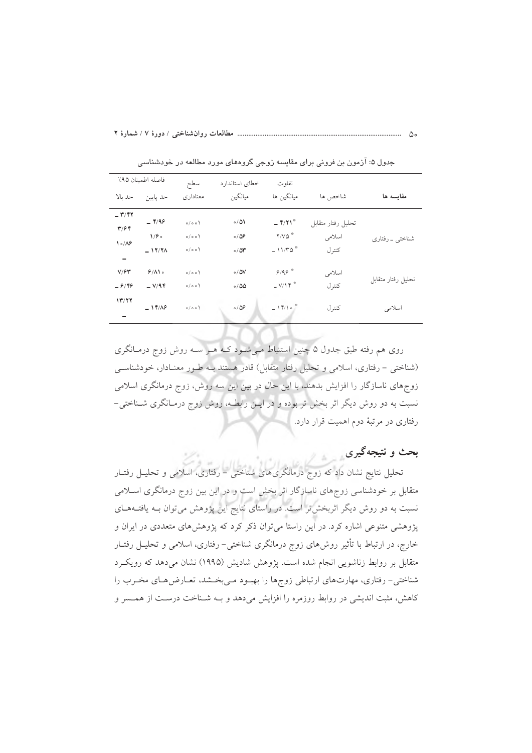جدول ۵: آزمون بن فرونی برای مقایسه زوجی گروه‌های مورد مطالعه در خودشناسی

| مقایسه ها | شاخص ها | تفاوت میانگین ها | خطای استاندارد میانگین | سطح معناداری | فاصله اطمینان ۹۵٪ حد پایین | حد بالا |
|---|---|---|---|---|---|---|
| شناختی ـ رفتاری | تحلیل رفتار متقابل | ۴/۲۱ـ* | ۰/۵۱ | ۰/۰۰۱ | ۴/۹۶ـ | ۳/۴۲ـ |
| | اسلامی | ۲/۷۵* | ۰/۵۶ | ۰/۰۰۱ | ۱/۶۰ | ۳/۶۴ |
| | کنترل | ۱۱/۳۵ـ* | ۰/۵۳ | ۰/۰۰۱ | ۱۲/۲۸ـ | ۱۰/۸۶ـ |
| تحلیل رفتار متقابل | اسلامی | ۶/۹۶* | ۰/۵۷ | ۰/۰۰۱ | ۶/۸۱۰ | ۷/۶۳ |
| | کنترل | ۷/۱۴ـ* | ۰/۵۵ | ۰/۰۰۱ | ۷/۹۴ـ | ۶/۴۶ـ |
| اسلامی | کنترل | ۱۴/۱۰ـ* | ۰/۵۶ | ۰/۰۰۱ | ۱۴/۸۶ـ | ۱۳/۲۲ـ |

روی هم رفته طبق جدول ۵ چنین استنباط می‌شود که هر سه روش زوج درمانگری (شناختی - رفتاری، اسلامی و تحلیل رفتار متقابل) قادر هستند به طور معنادار، خودشناسی زوج‌های ناسازگار را افزایش بدهند، با این حال در بین این سه روش، زوج درمانگری اسلامی نسبت به دو روش دیگر اثر بخش تر بوده و در این رابطه، روش زوج درمانگری شناختی- رفتاری در مرتبهٔ دوم اهمیت قرار دارد.

## بحث و نتیجه‌گیری

تحلیل نتایج نشان داد که زوج درمانگری‌های شناختی - رفتاری، اسلامی و تحلیل رفتار متقابل بر خودشناسی زوج‌های ناسازگار اثر بخش است و در این بین زوج درمانگری اسلامی نسبت به دو روش دیگر اثربخش‌تر است. در راستای نتایج این پژوهش می‌توان به یافته‌های پژوهشی متنوعی اشاره کرد. در این راستا می‌توان ذکر کرد که پژوهش‌های متعددی در ایران و خارج، در ارتباط با تأثیر روش‌های زوج درمانگری شناختی- رفتاری، اسلامی و تحلیل رفتار متقابل بر روابط زناشویی انجام شده است. پژوهش شادیش (۱۹۹۵) نشان می‌دهد که رویکرد شناختی- رفتاری، مهارت‌های ارتباطی زوج‌ها را بهبود می‌بخشد، تعارض‌های مخرب را کاهش، مثبت اندیشی در روابط روزمره را افزایش می‌دهد و به شناخت درست از همسر و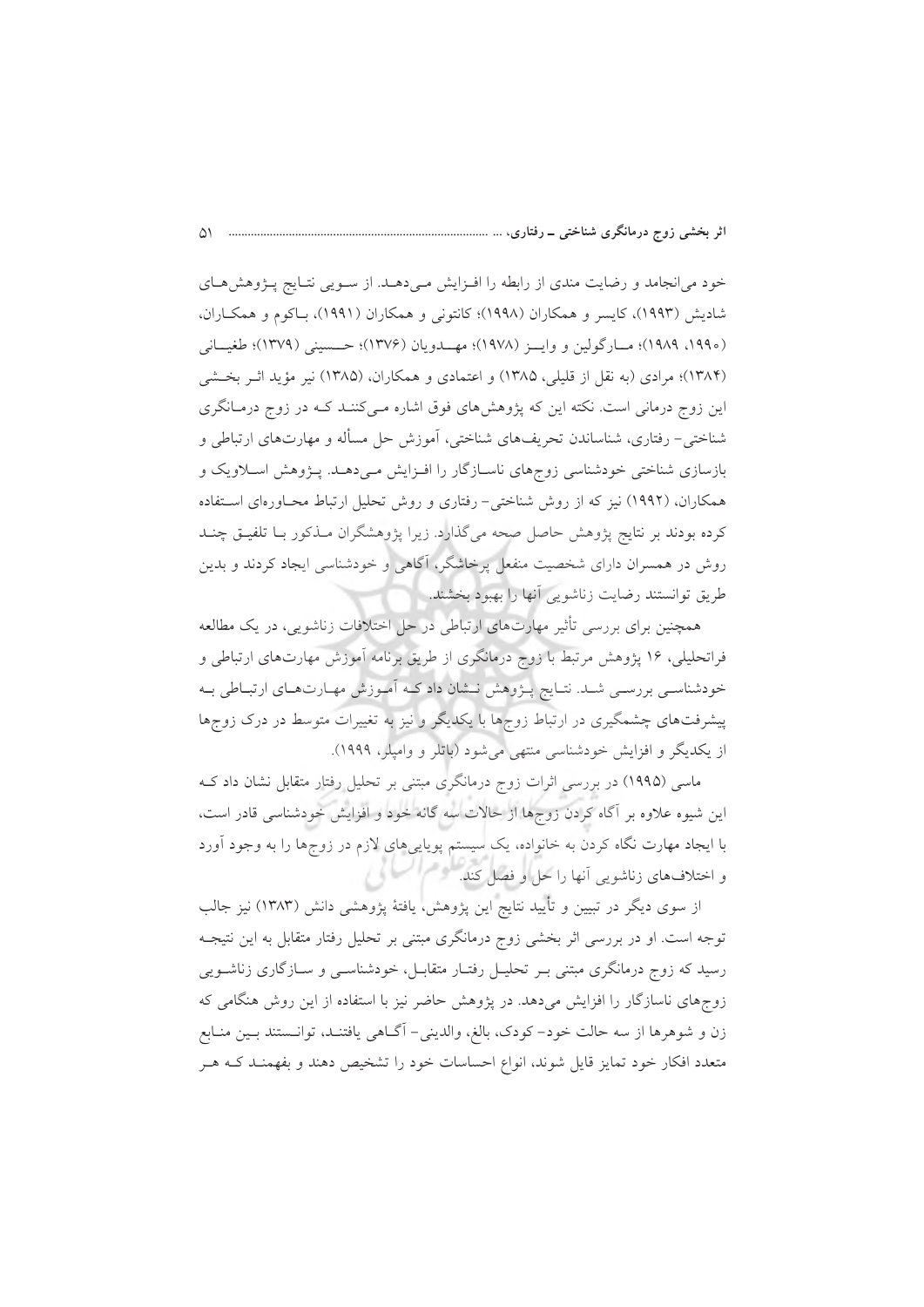خود می‌انجامد و رضایت مندی از رابطه را افزایش می‌دهد. از سویی نتایج پژوهش‌های شادیش (۱۹۹۳)، کایسر و همکاران (۱۹۹۸)؛ کانتونی و همکاران (۱۹۹۱)، باکوم و همکاران، (۱۹۹۰، ۱۹۸۹)؛ مارگولین و وایز (۱۹۷۸)؛ مهدویان (۱۳۷۶)؛ حسینی (۱۳۷۹)؛ طغیانی (۱۳۸۴)؛ مرادی (به نقل از قلیلی، ۱۳۸۵) و اعتمادی و همکاران، (۱۳۸۵) نیر مؤید اثر بخشی این زوج درمانی است. نکته این که پژوهش‌های فوق اشاره می‌کنند که در زوج درمانگری شناختی- رفتاری، شناساندن تحریف‌های شناختی، آموزش حل مسأله و مهارت‌های ارتباطی و بازسازی شناختی خودشناسی زوج‌های ناسازگار را افزایش می‌دهد. پژوهش اسلاویک و همکاران، (۱۹۹۲) نیز که از روش شناختی- رفتاری و روش تحلیل ارتباط محاوره‌ای استفاده کرده بودند بر نتایج پژوهش حاصل صحه می‌گذارد. زیرا پژوهشگران مذکور با تلفیق چند روش در همسران دارای شخصیت منفعل پرخاشگر، آگاهی و خودشناسی ایجاد کردند و بدین طریق توانستند رضایت زناشویی آنها را بهبود بخشند.

همچنین برای بررسی تأثیر مهارت‌های ارتباطی در حل اختلافات زناشویی، در یک مطالعه فراتحلیلی، ۱۶ پژوهش مرتبط با زوج درمانگری از طریق برنامه آموزش مهارت‌های ارتباطی و خودشناسی بررسی شد. نتایج پژوهش نشان داد که آموزش مهارت‌های ارتباطی به پیشرفت‌های چشمگیری در ارتباط زوج‌ها با یکدیگر و نیز به تغییرات متوسط در درک زوج‌ها از یکدیگر و افزایش خودشناسی منتهی می‌شود (باتلر و وامپلر، ۱۹۹۹).

ماسی (۱۹۹۵) در بررسی اثرات زوج درمانگری مبتنی بر تحلیل رفتار متقابل نشان داد که این شیوه علاوه بر آگاه کردن زوج‌ها از حالات سه گانه خود و افزایش خودشناسی قادر است، با ایجاد مهارت نگاه کردن به خانواده، یک سیستم پویایی‌های لازم در زوج‌ها را به وجود آورد و اختلاف‌های زناشویی آنها را حل و فصل کند.

از سوی دیگر در تبیین و تأیید نتایج این پژوهش، یافتهٔ پژوهشی دانش (۱۳۸۳) نیز جالب توجه است. او در بررسی اثر بخشی زوج درمانگری مبتنی بر تحلیل رفتار متقابل به این نتیجه رسید که زوج درمانگری مبتنی بر تحلیل رفتار متقابل، خودشناسی و سازگاری زناشویی زوج‌های ناسازگار را افزایش می‌دهد. در پژوهش حاضر نیز با استفاده از این روش هنگامی که زن و شوهرها از سه حالت خود- کودک، بالغ، والدینی- آگاهی یافتند، توانستند بین منابع متعدد افکار خود تمایز قایل شوند، انواع احساسات خود را تشخیص دهند و بفهمند که هر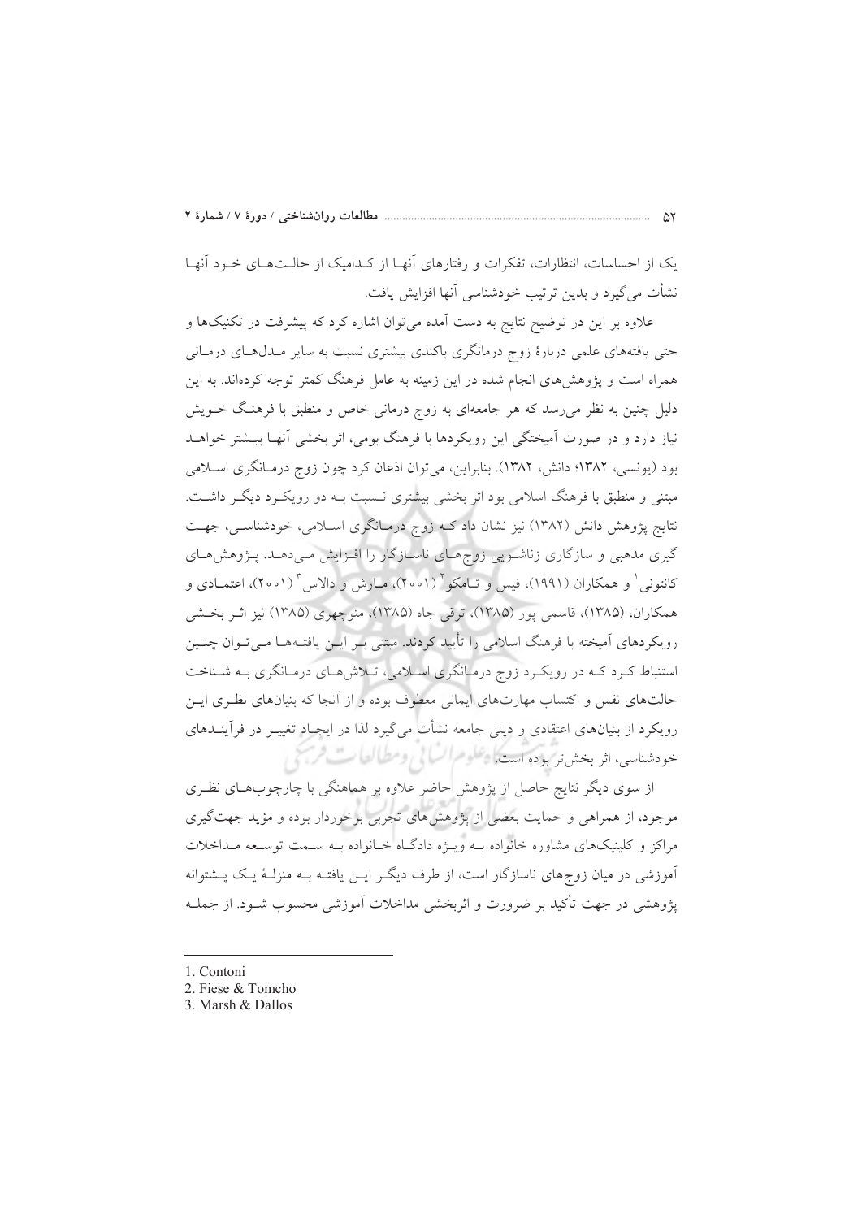یک از احساسات، انتظارات، تفکرات و رفتارهای آنهـا از کـدامیک از حالـت‌هـای خـود آنهـا نشأت می‌گیرد و بدین ترتیب خودشناسی آنها افزایش یافت.

علاوه بر این در توضیح نتایج به دست آمده می‌توان اشاره کرد که پیشرفت در تکنیک‌ها و حتی یافته‌های علمی دربارهٔ زوج درمانگری باکندی بیشتری نسبت به سایر مـدل‌هـای درمـانی همراه است و پژوهش‌های انجام شده در این زمینه به عامل فرهنگ کمتر توجه کرده‌اند. به این دلیل چنین به نظر می‌رسد که هر جامعه‌ای به زوج درمانی خاص و منطبق با فرهنـگ خـویش نیاز دارد و در صورت آمیختگی این رویکردها با فرهنگ بومی، اثر بخشی آنهـا بیـشتر خواهـد بود (یونسی، ۱۳۸۲؛ دانش، ۱۳۸۲). بنابراین، می‌توان اذعان کرد چون زوج درمـانگری اسـلامی مبتنی و منطبق با فرهنگ اسلامی بود اثر بخشی بیشتری نـسبت بـه دو رویکـرد دیگـر داشـت. نتایج پژوهش دانش (۱۳۸۲) نیز نشان داد کـه زوج درمـانگری اسـلامی، خودشناسـی، جهـت گیری مذهبی و سازگاری زناشـویی زوج‌هـای ناسـازگار را افـزایش مـی‌دهـد. پـژوهش‌هـای کانتونی[1] و همکاران (۱۹۹۱)، فیس و تـامکو[2] (۲۰۰۱)، مـارش و دالاس[3] (۲۰۰۱)، اعتمـادی و همکاران، (۱۳۸۵)، قاسمی پور (۱۳۸۵)، ترقی جاه (۱۳۸۵)، منوچهری (۱۳۸۵) نیز اثـر بخـشی رویکردهای آمیخته با فرهنگ اسلامی را تأیید کردند. مبتنی بـر ایـن یافتـه‌هـا مـی‌تـوان چنـین استنباط کـرد کـه در رویکـرد زوج درمـانگری اسـلامی، تـلاش‌هـای درمـانگری بـه شـناخت حالت‌های نفس و اکتساب مهارت‌های ایمانی معطوف بوده و از آنجا که بنیان‌های نظـری ایـن رویکرد از بنیان‌های اعتقادی و دینی جامعه نشأت می‌گیرد لذا در ایجـاد تغییـر در فرآینـدهای خودشناسی، اثر بخش‌تر بوده است.

از سوی دیگر نتایج حاصل از پژوهش حاضر علاوه بر هماهنگی با چارچوب‌هـای نظـری موجود، از همراهی و حمایت بعضی از پژوهش‌های تجربی برخوردار بوده و مؤید جهت‌گیری مراکز و کلینیک‌های مشاوره خانواده بـه ویـژه دادگـاه خـانواده بـه سـمت توسـعه مـداخلات آموزشی در میان زوج‌های ناسازگار است، از طرف دیگـر ایـن یافتـه بـه منزلـهٔ یـک پـشتوانه پژوهشی در جهت تأکید بر ضرورت و اثربخشی مداخلات آموزشی محسوب شـود. از جملـه

---

1. Contoni
2. Fiese & Tomcho
3. Marsh & Dallos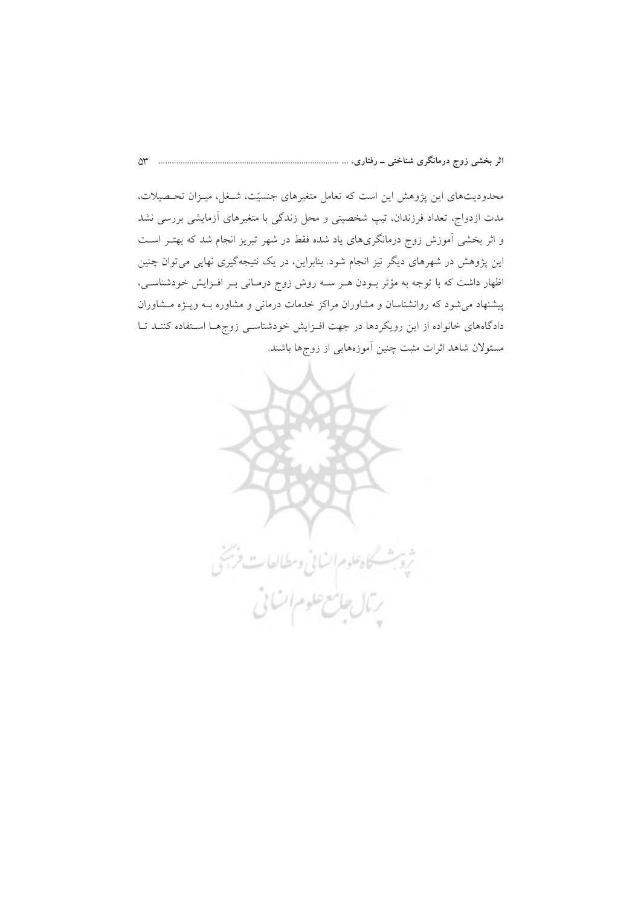محدودیت‌های این پژوهش این است که تعامل متغیرهای جنسیّت، شغل، میزان تحصیلات، مدت ازدواج، تعداد فرزندان، تیپ شخصیتی و محل زندگی با متغیرهای آزمایشی بررسی نشد و اثر بخشی آموزش زوج درمانگری‌های یاد شده فقط در شهر تبریز انجام شد که بهتر است این پژوهش در شهرهای دیگر نیز انجام شود. بنابراین، در یک نتیجه‌گیری نهایی می‌توان چنین اظهار داشت که با توجه به مؤثر بودن هر سه روش زوج درمانی بر افزایش خودشناسی، پیشنهاد می‌شود که روانشناسان و مشاوران مراکز خدمات درمانی و مشاوره به ویژه مشاوران دادگاه‌های خانواده از این رویکردها در جهت افزایش خودشناسی زوج‌ها استفاده کنند تا مسئولان شاهد اثرات مثبت چنین آموزه‌هایی از زوج‌ها باشند.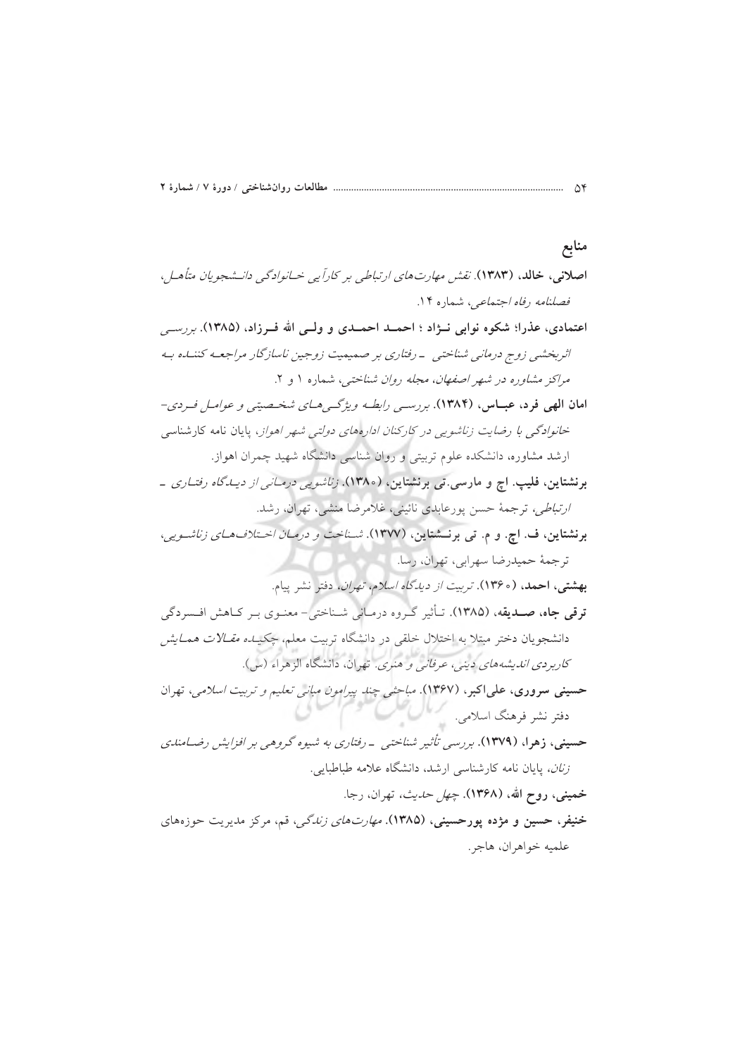## منابع

**اصلانی، خالد، (۱۳۸۳)**. *نقش مهارت‌های ارتباطی بر کارآیی خانوادگی دانشجویان متأهل*، *فصلنامه رفاه اجتماعی*، شماره ۱۴.

**اعتمادی، عذرا؛ شکوه نوابی نژاد ؛ احمد احمدی و ولی الله فرزاد، (۱۳۸۵)**. *بررسی اثربخشی زوج درمانی شناختی ـ رفتاری بر صمیمیت زوجین ناسازگار مراجعه کننده به مراکز مشاوره در شهر اصفهان*، *مجله روان شناختی*، شماره ۱ و ۲.

**امان الهی فرد، عباس، (۱۳۸۴)**. *بررسی رابطه ویژگی‌های شخصیتی و عوامل فردی- خانوادگی با رضایت زناشویی در کارکنان اداره‌های دولتی شهر اهواز*، پایان نامه کارشناسی ارشد مشاوره، دانشکده علوم تربیتی و روان شناسی دانشگاه شهید چمران اهواز.

**برنشتاین، فلیپ. اچ و مارسی.تی برنشتاین، (۱۳۸۰)**. *زناشویی درمانی از دیدگاه رفتاری ـ ارتباطی*، ترجمهٔ حسن پورعابدی نائینی، غلامرضا منشی، تهران، رشد.

**برنشتاین، ف. اچ. و م. تی برنشتاین، (۱۳۷۷)**. *شناخت و درمان اختلاف‌های زناشویی*، ترجمهٔ حمیدرضا سهرابی، تهران، رسا.

**بهشتی، احمد، (۱۳۶۰)**. *تربیت از دیدگاه اسلام*، *تهران*، دفتر نشر پیام.

**ترقی جاه، صدیقه، (۱۳۸۵)**. تأثیر گروه درمانی شناختی- معنوی بر کاهش افسردگی دانشجویان دختر مبتلا به اختلال خلقی در دانشگاه تربیت معلم، *چکیده مقالات همایش کاربردی اندیشه‌های دینی، عرفانی و هنری*. تهران، دانشگاه الزهراء (س).

**حسینی سروری، علی‌اکبر، (۱۳۶۷)**. *مباحثی چند پیرامون مبانی تعلیم و تربیت اسلامی*، تهران دفتر نشر فرهنگ اسلامی.

**حسینی، زهرا، (۱۳۷۹)**. *بررسی تأثیر شناختی ـ رفتاری به شیوه گروهی بر افزایش رضامندی زنان*، پایان نامه کارشناسی ارشد، دانشگاه علامه طباطبایی.

**خمینی، روح الله، (۱۳۶۸)**. *چهل حدیث*، تهران، رجا.

**خنیفر، حسین و مژده پورحسینی، (۱۳۸۵)**. *مهارت‌های زندگی*، قم، مرکز مدیریت حوزه‌های علمیه خواهران، هاجر.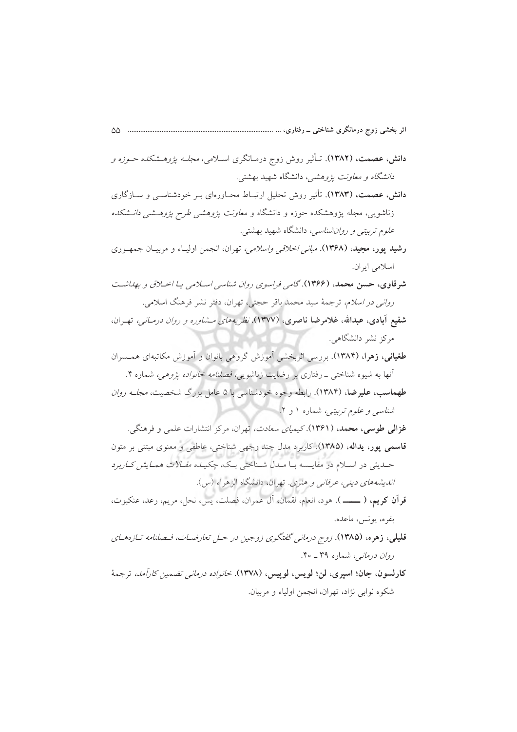**دانش، عصمت، (۱۳۸۲)**. تـأثیر روش زوج درمـانگری اسـلامی، *مجلـه پژوهـشکده حـوزه و دانشگاه و معاونت پژوهشی*، دانشگاه شهید بهشتی.

**دانش، عصمت، (۱۳۸۳)**. تأثیر روش تحلیل ارتبـاط محـاوره‌ای بـر خودشناسـی و سـازگاری زناشویی، مجله پژوهشکده حوزه و دانشگاه و *معاونت پژوهشی طرح پژوهـشی دانـشکده علوم تربیتی و روان‌شناسی*، دانشگاه شهید بهشتی.

**رشید پور، مجید، (۱۳۶۸)**. *مبانی اخلاقی واسلامی*، تهران، انجمن اولیـاء و مربیـان جمهـوری اسلامی ایران.

**شرقاوی، حسن محمد، (۱۳۶۶)**. *گامی فراسوی روان شناسی اسـلامی یـا اخـلاق و بهداشـت روانی در اسلام*، ترجمهٔ سید محمد باقر حجتی، تهران، دفتر نشر فرهنگ اسلامی.

**شفیع آبادی، عبدالله، غلامرضا ناصری، (۱۳۷۷)**. *نظریه‌های مـشاوره و روان درمـانی*، تهـران، مرکز نشر دانشگاهی.

**طغیانی، زهرا، (۱۳۸۴)**. بررسی اثربخشی آموزش گروهی بانوان و آموزش مکاتبه‌ای همـسران آنها به شیوه شناختی ـ رفتاری بر رضایت زناشویی، *فصلنامه خانواده پژوهی*، شماره ۴.

**طهماسب، علیرضا، (۱۳۸۴)**. رابطه وجوه خودشناسی با ۵ عامل بزرگ شخصیت، *مجلـه روان شناسی و علوم تربیتی*، شماره ۱ و ۲.

**غزالی طوسی، محمد، (۱۳۶۱)**. *کیمیای سعادت*، تهران، مرکز انتشارات علمی و فرهنگی.

**قاسمی پور، یداله، (۱۳۸۵)**. کاربرد مدل چند وجهی شناختی، عاطفی و معنوی مبتنی بر متون حـدیثی در اسـلام در مقایـسه بـا مـدل شـناختی بـک، *چکیـده مقـالات همـایش کـاربرد اندیشه‌های دینی، عرفانی و هنری*. تهران، دانشگاه الزهراء (س).

**قرآن کریم، ( ـــــ )**. هود، انعام، لقمان، آل عمران، فصلت، یس، نحل، مریم، رعد، عنکبوت، بقره، یونس، ماعده.

**قلیلی، زهره، (۱۳۸۵)**. *زوج درمانی گفتگوی زوجین در حـل تعارضـات، فـصلنامه تـازه‌هـای روان درمانی*، شماره ۳۹ ـ ۴۰.

**کارلسون، جان؛ اسپری، لن؛ لویس، لوپیس، (۱۳۷۸)**. *خانواده درمانی تضمین کارآمد*، ترجمهٔ شکوه نوابی نژاد، تهران، انجمن اولیاء و مربیان.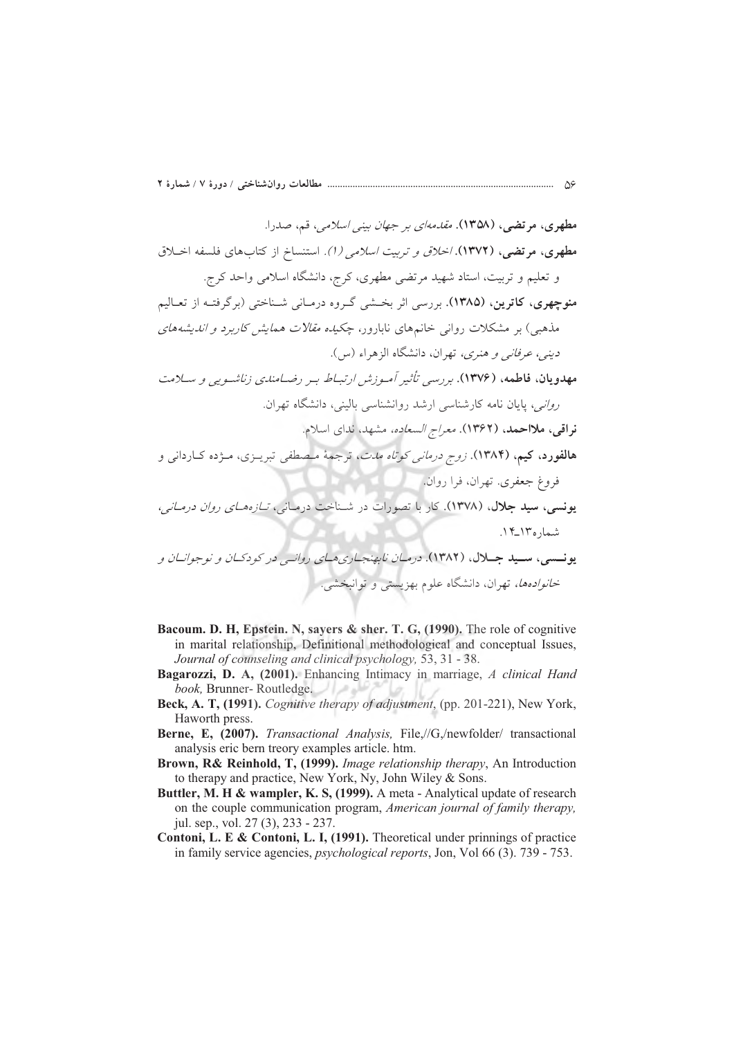**مطهری، مرتضی، (۱۳۵۸).** *مقدمه‌ای بر جهان بینی اسلامی*، قم، صدرا.

**مطهری، مرتضی، (۱۳۷۲).** *اخلاق و تربیت اسلامی (۱)*. استنساخ از کتاب‌های فلسفه اخلاق و تعلیم و تربیت، استاد شهید مرتضی مطهری، کرج، دانشگاه اسلامی واحد کرج.

**منوچهری، کاترین، (۱۳۸۵).** بررسی اثر بخشی گروه درمانی شناختی (برگرفته از تعالیم مذهبی) بر مشکلات روانی خانم‌های نابارور، *چکیده مقالات همایش کاربرد و اندیشه‌های دینی، عرفانی و هنری*، تهران، دانشگاه الزهراء (س).

**مهدویان، فاطمه، (۱۳۷۶).** *بررسی تأثیر آموزش ارتباط بر رضامندی زناشویی و سلامت روانی*، پایان نامه کارشناسی ارشد روانشناسی بالینی، دانشگاه تهران.

**نراقی، ملااحمد، (۱۳۶۲).** *معراج السعاده*، مشهد، ندای اسلام.

**هالفورد، کیم، (۱۳۸۴).** *زوج درمانی کوتاه مدت*، ترجمهٔ مصطفی تبریزی، مژده کاردانی و فروغ جعفری. تهران، فرا روان.

**یونسی، سید جلال، (۱۳۷۸).** کار با تصورات در شناخت درمانی، *تازه‌های روان درمانی*، شماره۱۳ـ۱۴.

**یونسی، سید جلال، (۱۳۸۲).** *درمان نابهنجاری‌های روانی در کودکان و نوجوانان و خانواده‌ها*، تهران، دانشگاه علوم بهزیستی و توانبخشی.

**Bacoum. D. H, Epstein. N, sayers & sher. T. G, (1990).** The role of cognitive in marital relationship, Definitional methodological and conceptual Issues, *Journal of counseling and clinical psychology,* 53, 31 - 38.

**Bagarozzi, D. A, (2001).** Enhancing Intimacy in marriage, *A clinical Hand book,* Brunner- Routledge.

**Beck, A. T, (1991).** *Cognitive therapy of adjustment*, (pp. 201-221), New York, Haworth press.

**Berne, E, (2007).** *Transactional Analysis,* File,//G,/newfolder/ transactional analysis eric bern treory examples article. htm.

**Brown, R& Reinhold, T, (1999).** *Image relationship therapy*, An Introduction to therapy and practice, New York, Ny, John Wiley & Sons.

**Buttler, M. H & wampler, K. S, (1999).** A meta - Analytical update of research on the couple communication program, *American journal of family therapy,* jul. sep., vol. 27 (3), 233 - 237.

**Contoni, L. E & Contoni, L. I, (1991).** Theoretical under prinnings of practice in family service agencies, *psychological reports*, Jon, Vol 66 (3). 739 - 753.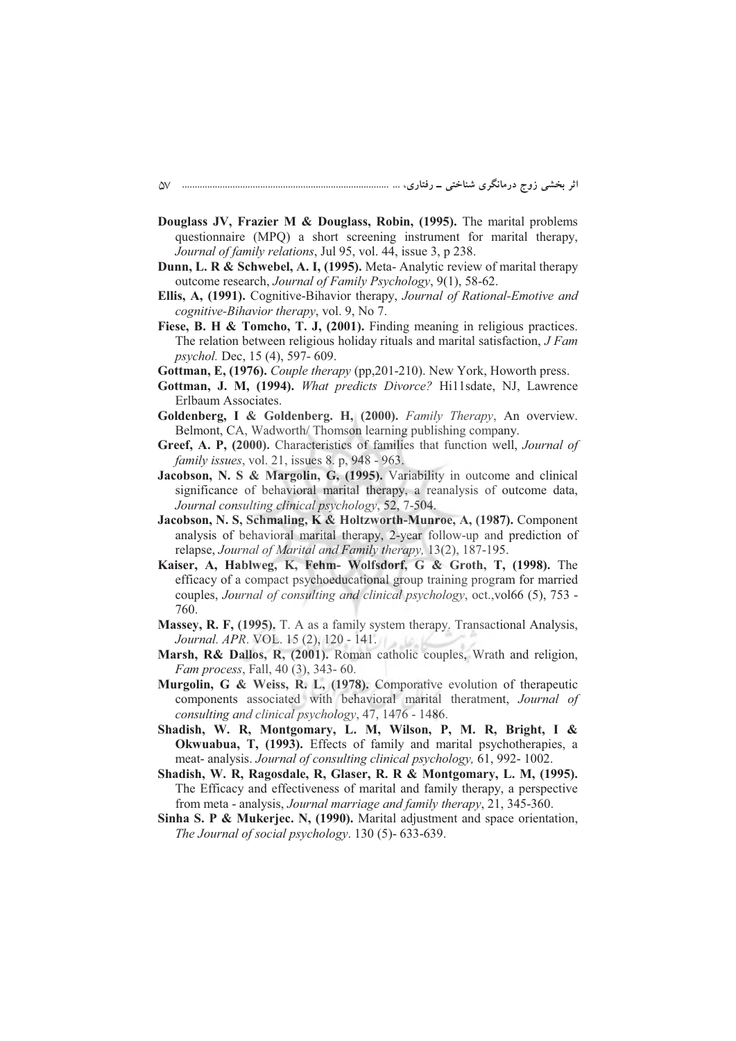**Douglass JV, Frazier M & Douglass, Robin, (1995).** The marital problems questionnaire (MPQ) a short screening instrument for marital therapy, *Journal of family relations*, Jul 95, vol. 44, issue 3, p 238.

**Dunn, L. R & Schwebel, A. I, (1995).** Meta- Analytic review of marital therapy outcome research, *Journal of Family Psychology*, 9(1), 58-62.

**Ellis, A, (1991).** Cognitive-Bihavior therapy, *Journal of Rational-Emotive and cognitive-Bihavior therapy*, vol. 9, No 7.

**Fiese, B. H & Tomcho, T. J, (2001).** Finding meaning in religious practices. The relation between religious holiday rituals and marital satisfaction, *J Fam psychol.* Dec, 15 (4), 597- 609.

**Gottman, E, (1976).** *Couple therapy* (pp,201-210). New York, Howorth press.

**Gottman, J. M, (1994).** *What predicts Divorce?* Hi11sdate, NJ, Lawrence Erlbaum Associates.

**Goldenberg, I & Goldenberg. H, (2000).** *Family Therapy*, An overview. Belmont, CA, Wadworth/ Thomson learning publishing company.

**Greef, A. P, (2000).** Characteristics of families that function well, *Journal of family issues*, vol. 21, issues 8. p, 948 - 963.

**Jacobson, N. S & Margolin, G, (1995).** Variability in outcome and clinical significance of behavioral marital therapy, a reanalysis of outcome data, *Journal consulting clinical psychology*, 52, 7-504.

**Jacobson, N. S, Schmaling, K & Holtzworth-Munroe, A, (1987).** Component analysis of behavioral marital therapy, 2-year follow-up and prediction of relapse, *Journal of Marital and Family therapy,* 13(2), 187-195.

**Kaiser, A, Hablweg, K, Fehm- Wolfsdorf, G & Groth, T, (1998).** The efficacy of a compact psychoeducational group training program for married couples, *Journal of consulting and clinical psychology*, oct.,vol66 (5), 753 - 760.

**Massey, R. F, (1995).** T. A as a family system therapy. Transactional Analysis, *Journal. APR*. VOL. 15 (2), 120 - 141.

**Marsh, R& Dallos, R, (2001).** Roman catholic couples, Wrath and religion, *Fam process*, Fall, 40 (3), 343- 60.

**Murgolin, G & Weiss, R. L, (1978).** Comporative evolution of therapeutic components associated with behavioral marital theratment, *Journal of consulting and clinical psychology*, 47, 1476 - 1486.

**Shadish, W. R, Montgomary, L. M, Wilson, P, M. R, Bright, I & Okwuabua, T, (1993).** Effects of family and marital psychotherapies, a meat- analysis. *Journal of consulting clinical psychology,* 61, 992- 1002.

**Shadish, W. R, Ragosdale, R, Glaser, R. R & Montgomary, L. M, (1995).** The Efficacy and effectiveness of marital and family therapy, a perspective from meta - analysis, *Journal marriage and family therapy*, 21, 345-360.

**Sinha S. P & Mukerjec. N, (1990).** Marital adjustment and space orientation, *The Journal of social psychology*. 130 (5)- 633-639.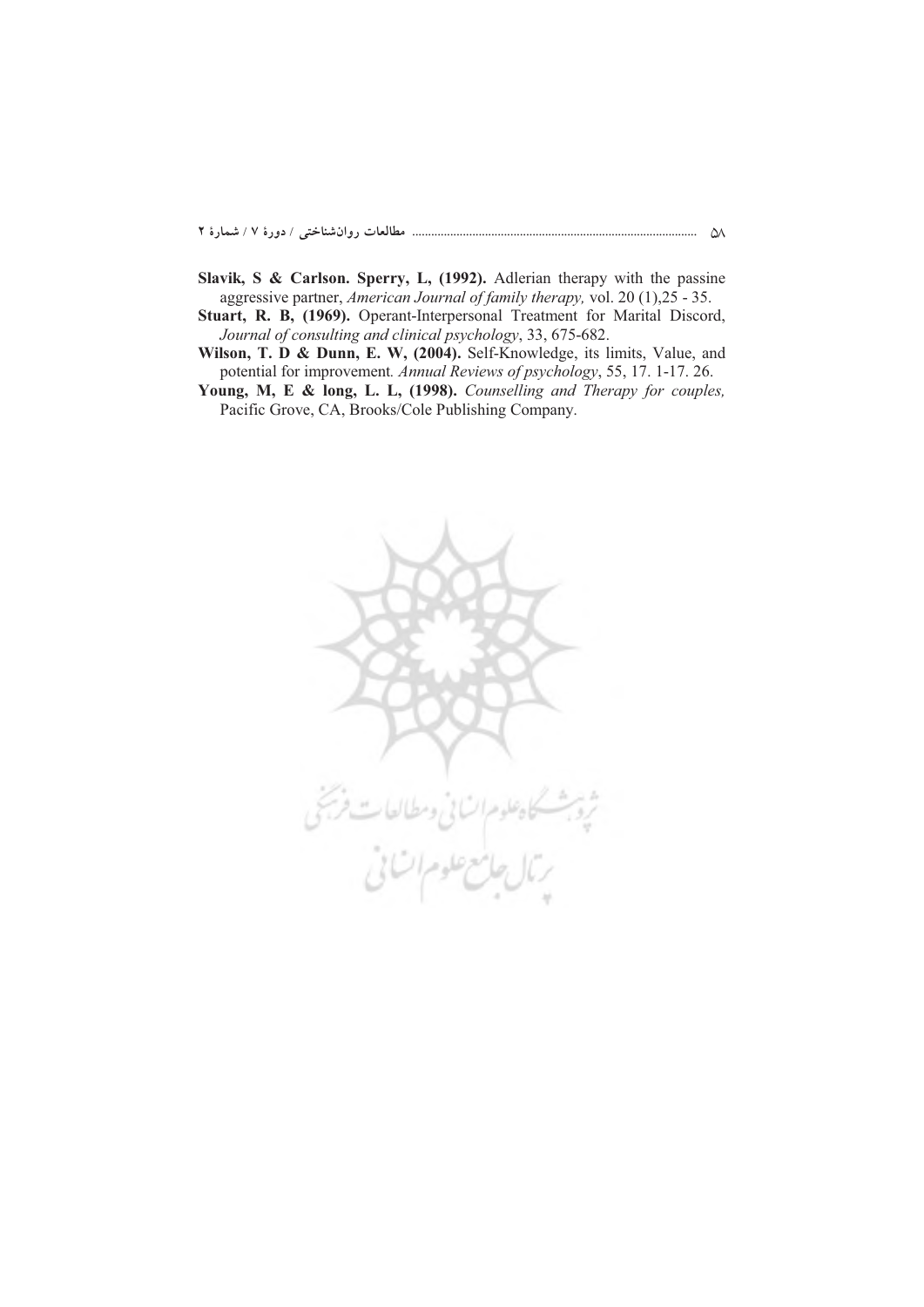**Slavik, S & Carlson. Sperry, L, (1992).** Adlerian therapy with the passine aggressive partner, *American Journal of family therapy,* vol. 20 (1),25 - 35.

**Stuart, R. B, (1969).** Operant-Interpersonal Treatment for Marital Discord, *Journal of consulting and clinical psychology*, 33, 675-682.

**Wilson, T. D & Dunn, E. W, (2004).** Self-Knowledge, its limits, Value, and potential for improvement. *Annual Reviews of psychology*, 55, 17. 1-17. 26.

**Young, M, E & long, L. L, (1998).** *Counselling and Therapy for couples,* Pacific Grove, CA, Brooks/Cole Publishing Company.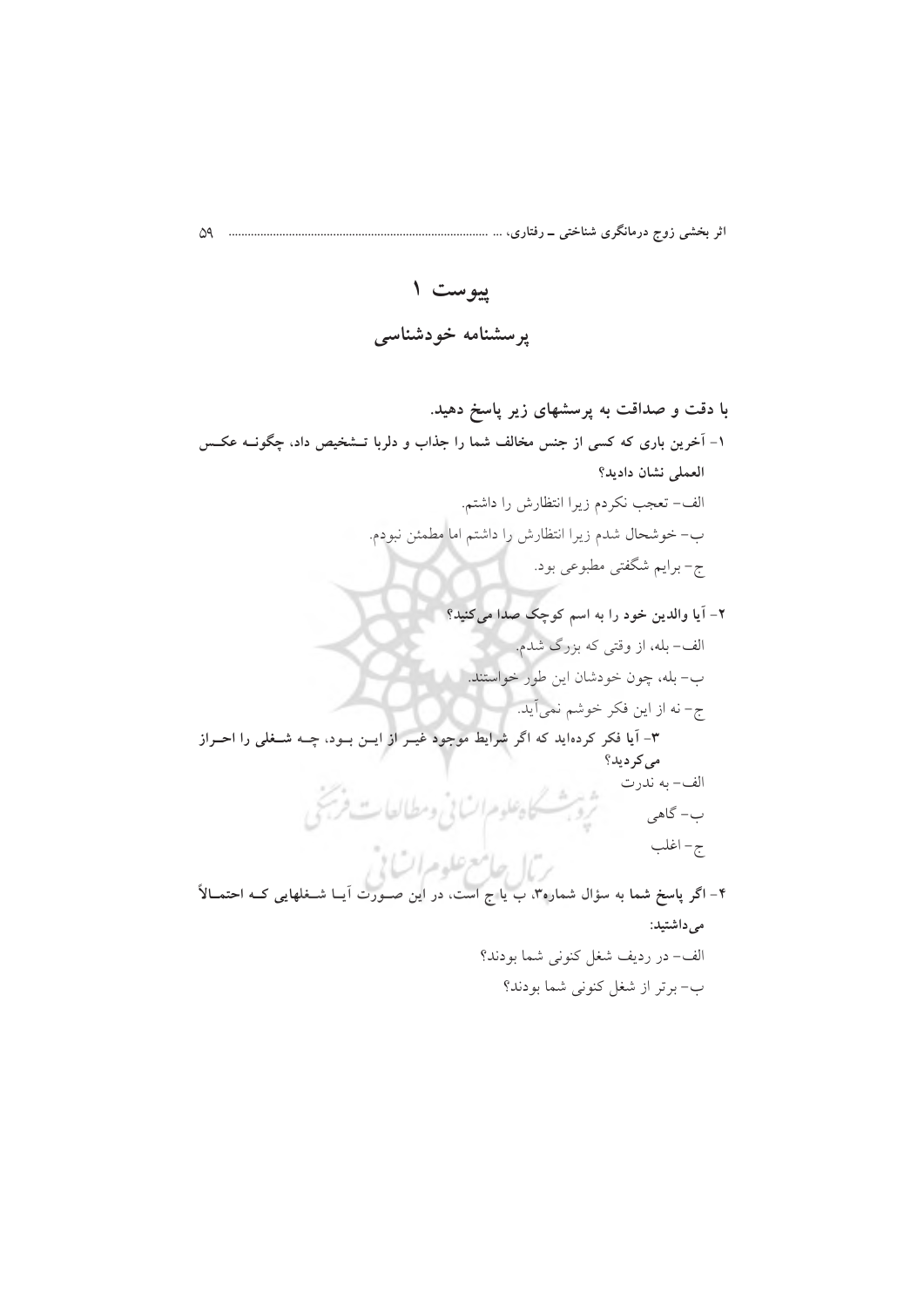# پیوست ۱

## پرسشنامه خودشناسی

**با دقت و صداقت به پرسشهای زیر پاسخ دهید.**

**۱- آخرین باری که کسی از جنس مخالف شما را جذاب و دلربا تشخیص داد، چگونه عکس العملی نشان دادید؟**

الف- تعجب نکردم زیرا انتظارش را داشتم.

ب- خوشحال شدم زیرا انتظارش را داشتم اما مطمئن نبودم.

ج- برایم شگفتی مطبوعی بود.

**۲- آیا والدین خود را به اسم کوچک صدا می‌کنید؟**

الف- بله، از وقتی که بزرگ شدم.

ب- بله، چون خودشان این طور خواستند.

ج- نه از این فکر خوشم نمی‌آید.

**۳- آیا فکر کرده‌اید که اگر شرایط موجود غیر از این بود، چه شغلی را احراز می‌کردید؟**

الف- به ندرت

ب- گاهی

ج- اغلب

**۴- اگر پاسخ شما به سؤال شماره۳، ب یا ج است، در این صورت آیا شغلهایی که احتمالاً می‌داشتید:**

الف- در ردیف شغل کنونی شما بودند؟

ب- برتر از شغل کنونی شما بودند؟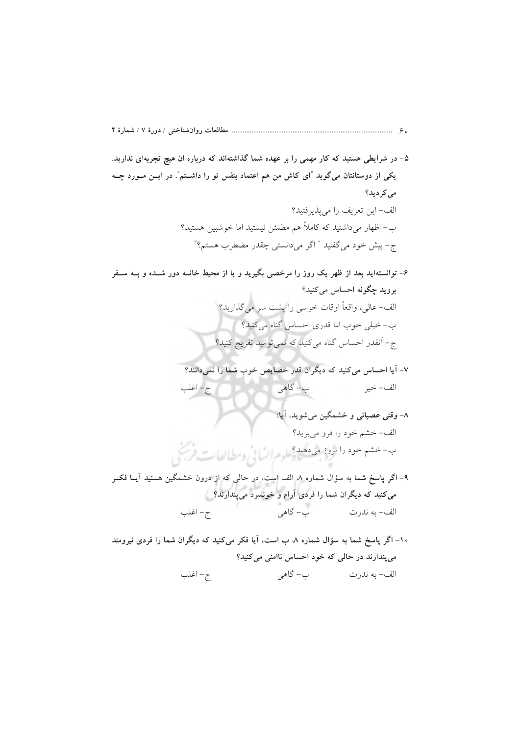۵- در شرایطی هستید که کار مهمی را بر عهده شما گذاشته‌اند که درباره ان هیچ تجربه‌ای ندارید. یکی از دوستانتان می‌گوید "ای کاش من هم اعتماد بنفس تو را داشـتم". در ایـن مـورد چـه می‌کردید؟

الف- این تعریف را می‌پذیرفتید؟

ب- اظهار می‌داشتید که کاملاً هم مطمئن نیستید اما خوشبین هستید؟

ج- پیش خود می‌گفتید " اگر می‌دانستی چقدر مضطرب هستم؟"

۶- توانسته‌اید بعد از ظهر یک روز را مرخصی بگیرید و یا از محیط خانـه دور شـده و بـه سـفر بروید چگونه احساس می‌کنید؟

الف- عالی، واقعاً اوقات خوسی را پشت سر می‌گذارید؟

ب- خیلی خوب اما قدری احساس گناه می‌کنید؟

ج- آنقدر احساس گناه می‌کنید که نمی‌توانید تفریح کنید؟

۷- آیا احساس می‌کنید که دیگران قدر خصایص خوب شما را نمی‌دانند؟

الف- خیر　　ب- گاهی　　ج- اغلب

۸- وقتی عصبانی و خشمگین می‌شوید، آیا:

الف- خشم خود را فرو می‌برید؟

ب- خشم خود را بروز می‌دهید؟

۹- اگر پاسخ شما به سؤال شماره ۸، الف است، در حالی که از درون خشمگین هستید آیـا فکـر می‌کنید که دیگران شما را فردی آرام و خونسرد می‌پندارند؟

الف- به ندرت　　ب- گاهی　　ج- اغلب

۱۰- اگر پاسخ شما به سؤال شماره ۸، ب است، آیا فکر می‌کنید که دیگران شما را فردی نیرومند می‌پندارند در حالی که خود احساس ناامنی می‌کنید؟

الف- به ندرت　　ب- گاهی　　ج- اغلب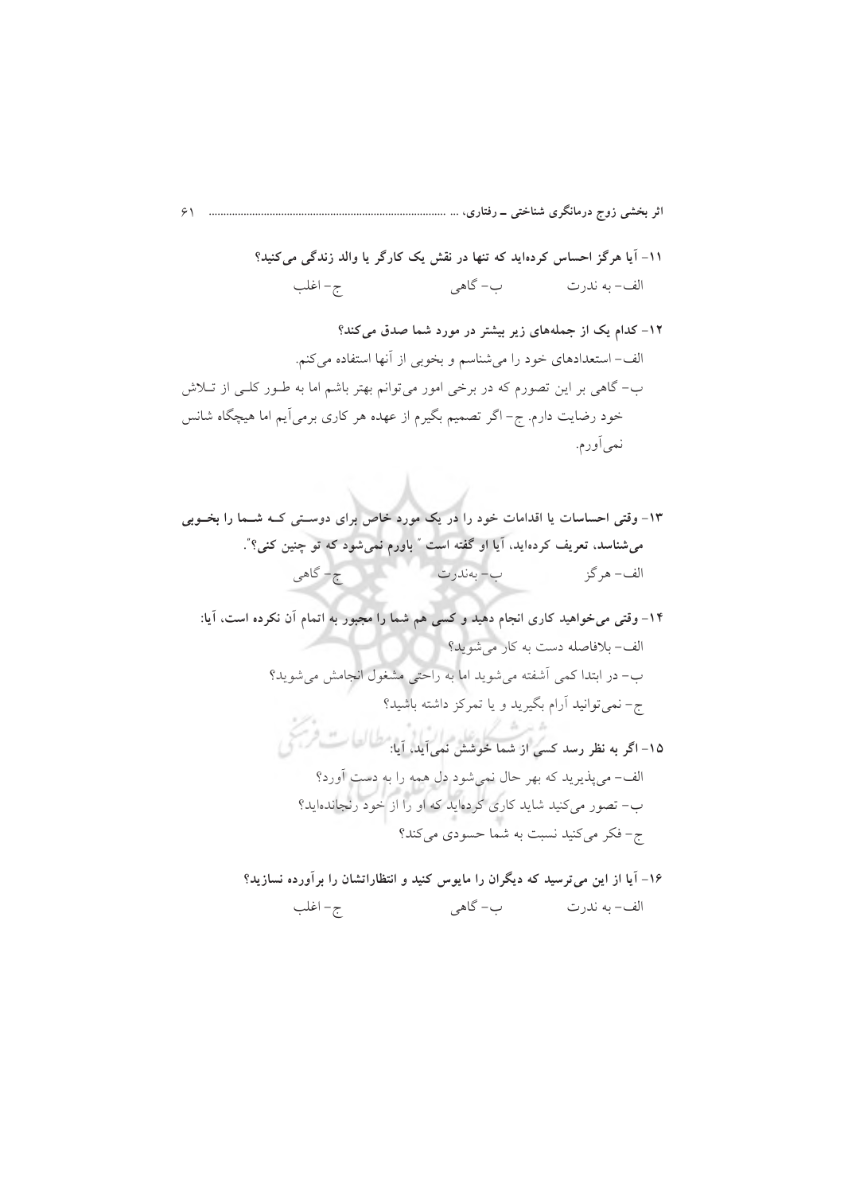**۱۱- آیا هرگز احساس کرده‌اید که تنها در نقش یک کارگر یا والد زندگی می‌کنید؟**

الف- به ندرت ب- گاهی ج- اغلب

**۱۲- کدام یک از جمله‌های زیر بیشتر در مورد شما صدق می‌کند؟**

الف- استعدادهای خود را می‌شناسم و بخوبی از آنها استفاده می‌کنم.

ب- گاهی بر این تصورم که در برخی امور می‌توانم بهتر باشم اما به طور کلی از تلاش خود رضایت دارم. ج- اگر تصمیم بگیرم از عهده هر کاری برمی‌آیم اما هیچگاه شانس نمی‌آورم.

**۱۳- وقتی احساسات یا اقدامات خود را در یک مورد خاص برای دوستی که شما را بخوبی می‌شناسد، تعریف کرده‌اید، آیا او گفته است " باورم نمی‌شود که تو چنین کنی؟".**

الف- هرگز ب- به‌ندرت ج- گاهی

**۱۴- وقتی می‌خواهید کاری انجام دهید و کسی هم شما را مجبور به اتمام آن نکرده است، آیا:**

الف- بلافاصله دست به کار می‌شوید؟

ب- در ابتدا کمی آشفته می‌شوید اما به راحتی مشغول انجامش می‌شوید؟

ج- نمی‌توانید آرام بگیرید و یا تمرکز داشته باشید؟

**۱۵- اگر به نظر رسد کسی از شما خوشش نمی‌آید، آیا:**

الف- می‌پذیرید که بهر حال نمی‌شود دل همه را به دست آورد؟

ب- تصور می‌کنید شاید کاری کرده‌اید که او را از خود رنجانده‌اید؟

ج- فکر می‌کنید نسبت به شما حسودی می‌کند؟

**۱۶- آیا از این می‌ترسید که دیگران را مایوس کنید و انتظاراتشان را برآورده نسازید؟**

الف- به ندرت ب- گاهی ج- اغلب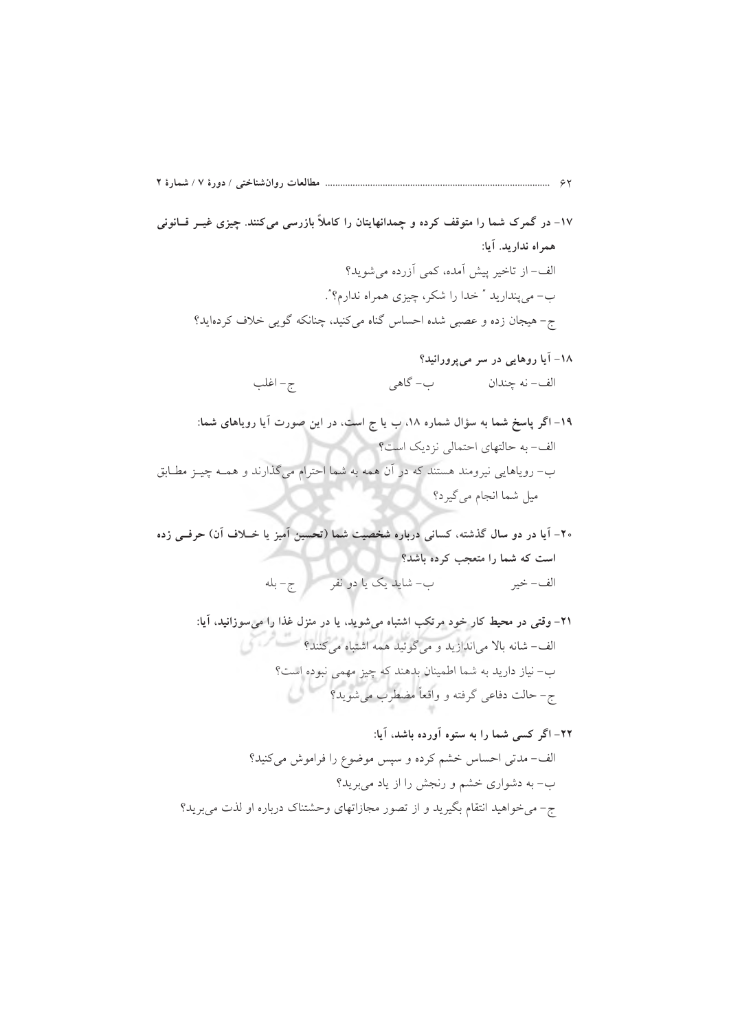**۱۷- در گمرک شما را متوقف کرده و چمدانهایتان را کاملاً بازرسی می‌کنند. چیزی غیـر قـانونی همراه ندارید. آیا:**

الف- از تاخیر پیش آمده، کمی آزرده می‌شوید؟

ب- می‌پندارید " خدا را شکر، چیزی همراه ندارم؟".

ج- هیجان زده و عصبی شده احساس گناه می‌کنید، چنانکه گویی خلاف کرده‌اید؟

**۱۸- آیا روهایی در سر می‌پرورانید؟**

الف- نه چندان　　　　ب- گاهی　　　　ج- اغلب

**۱۹- اگر پاسخ شما به سؤال شماره ۱۸، ب یا ج است، در این صورت آیا رویاهای شما:**

الف- به حالتهای احتمالی نزدیک است؟

ب- رویاهایی نیرومند هستند که در آن همه به شما احترام می‌گذارند و همـه چیـز مطـابق میل شما انجام می‌گیرد؟

**۲۰- آیا در دو سال گذشته، کسانی درباره شخصیت شما (تحسین آمیز یا خـلاف آن) حرفـی زده است که شما را متعجب کرده باشد؟**

الف- خیر　　　　ب- شاید یک یا دو نفر　　　　ج- بله

**۲۱- وقتی در محیط کار خود مرتکب اشتباه می‌شوید، یا در منزل غذا را می‌سوزانید، آیا:**

الف- شانه بالا می‌اندازید و می‌گوئید همه اشتباه می‌کنند؟

ب- نیاز دارید به شما اطمینان بدهند که چیز مهمی نبوده است؟

ج- حالت دفاعی گرفته و واقعاً مضطرب می‌شوید؟

**۲۲- اگر کسی شما را به ستوه آورده باشد، آیا:**

الف- مدتی احساس خشم کرده و سپس موضوع را فراموش می‌کنید؟

ب- به دشواری خشم و رنجش را از یاد می‌برید؟

ج- می‌خواهید انتقام بگیرید و از تصور مجازاتهای وحشتناک درباره او لذت می‌برید؟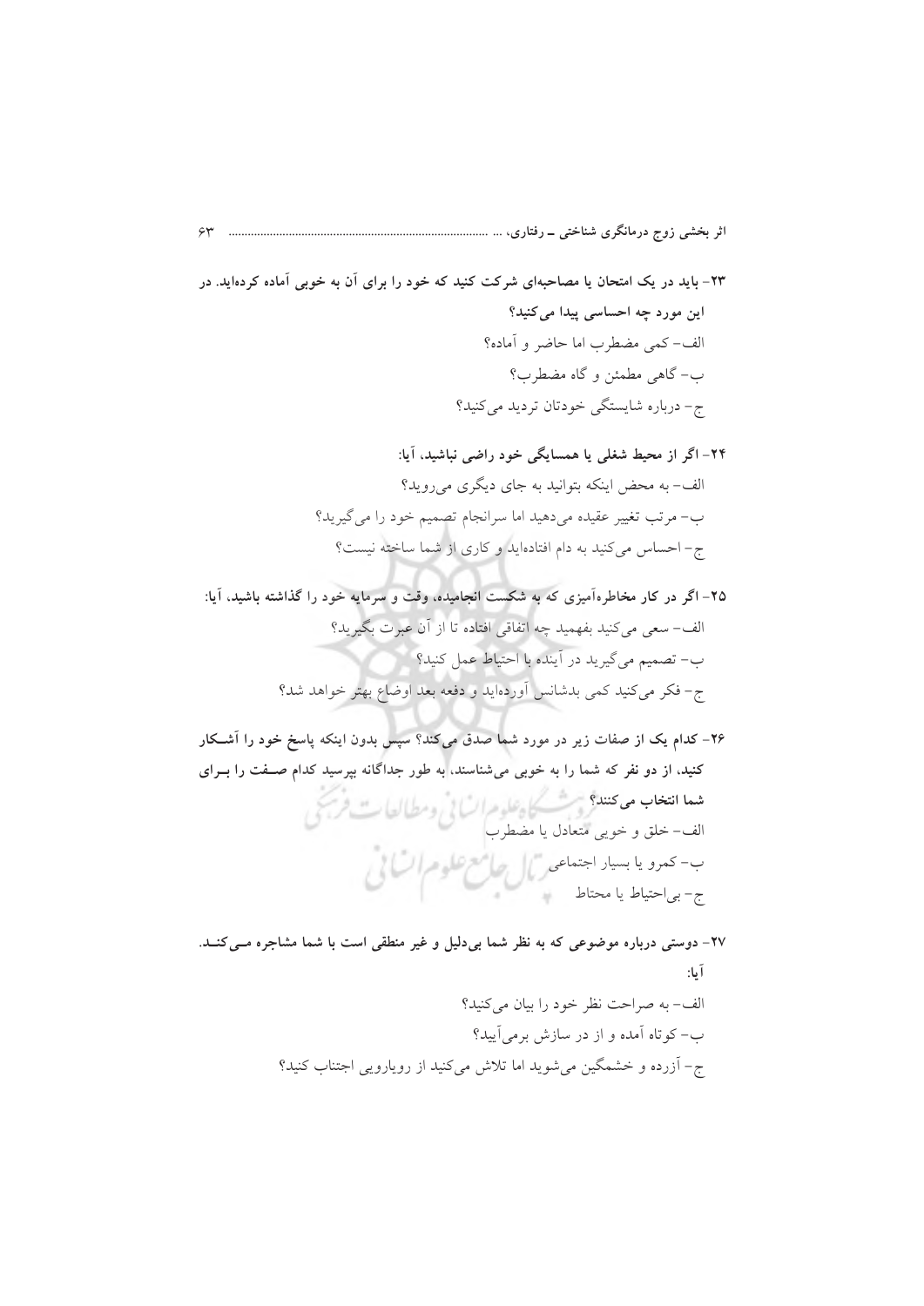**۲۳- باید در یک امتحان یا مصاحبه‌ای شرکت کنید که خود را برای آن به خوبی آماده کرده‌اید. در این مورد چه احساسی پیدا می‌کنید؟**

الف- کمی مضطرب اما حاضر و آماده؟

ب- گاهی مطمئن و گاه مضطرب؟

ج- درباره شایستگی خودتان تردید می‌کنید؟

**۲۴- اگر از محیط شغلی یا همسایگی خود راضی نباشید، آیا:**

الف- به محض اینکه بتوانید به جای دیگری می‌روید؟

ب- مرتب تغییر عقیده می‌دهید اما سرانجام تصمیم خود را می‌گیرید؟

ج- احساس می‌کنید به دام افتاده‌اید و کاری از شما ساخته نیست؟

**۲۵- اگر در کار مخاطره‌آمیزی که به شکست انجامیده، وقت و سرمایه خود را گذاشته باشید، آیا:**

الف- سعی می‌کنید بفهمید چه اتفاقی افتاده تا از آن عبرت بگیرید؟

ب- تصمیم می‌گیرید در آینده با احتیاط عمل کنید؟

ج- فکر می‌کنید کمی بدشانس آورده‌اید و دفعه بعد اوضاع بهتر خواهد شد؟

**۲۶- کدام یک از صفات زیر در مورد شما صدق می‌کند؟ سپس بدون اینکه پاسخ خود را آشکار کنید، از دو نفر که شما را به خوبی می‌شناسند، به طور جداگانه بپرسید کدام صفت را برای شما انتخاب می‌کنند؟**

الف- خلق و خویی متعادل یا مضطرب

ب- کمرو یا بسیار اجتماعی

ج- بی‌احتیاط یا محتاط

**۲۷- دوستی درباره موضوعی که به نظر شما بی‌دلیل و غیر منطقی است با شما مشاجره می‌کند. آیا:**

الف- به صراحت نظر خود را بیان می‌کنید؟

ب- کوتاه آمده و از در سازش برمی‌آیید؟

ج- آزرده و خشمگین می‌شوید اما تلاش می‌کنید از رویارویی اجتناب کنید؟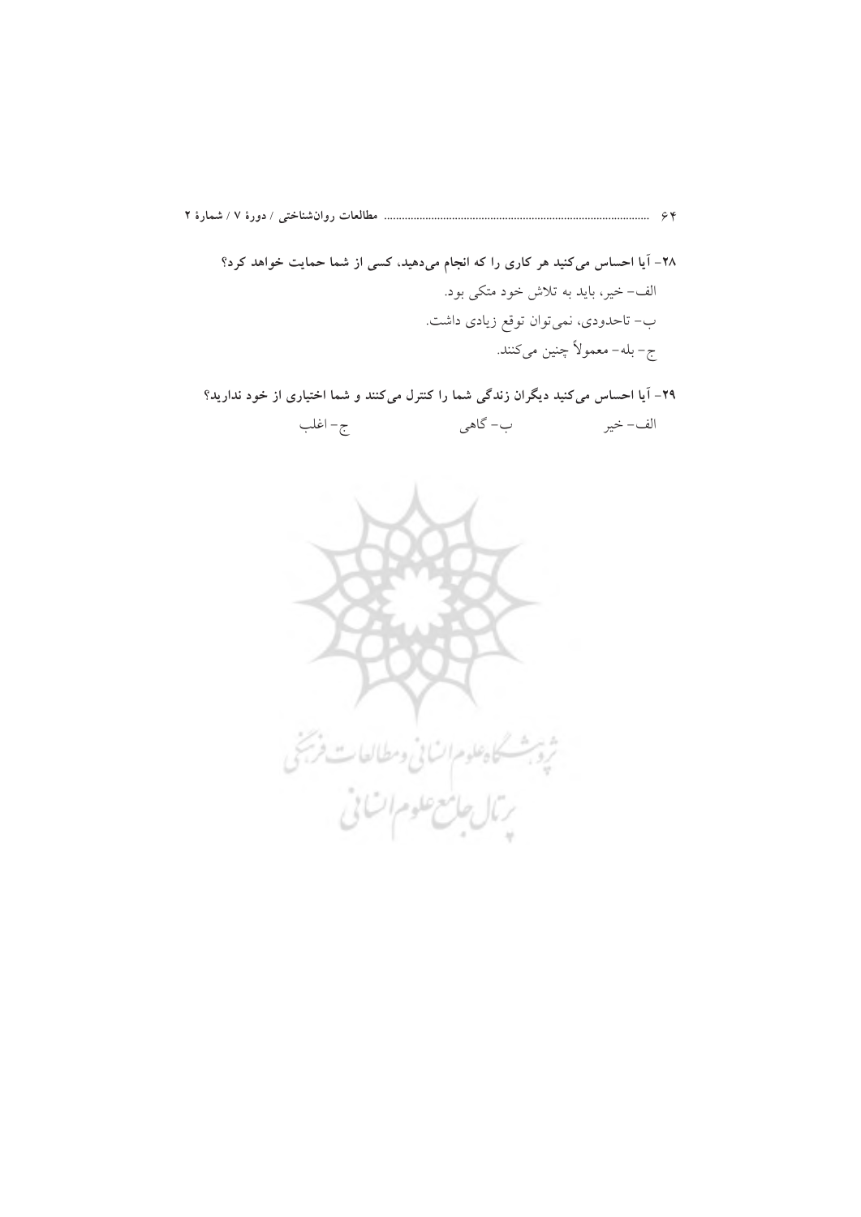**۲۸- آیا احساس می‌کنید هر کاری را که انجام می‌دهید، کسی از شما حمایت خواهد کرد؟**

الف- خیر، باید به تلاش خود متکی بود.

ب- تاحدودی، نمی‌توان توقع زیادی داشت.

ج- بله- معمولاً چنین می‌کنند.

**۲۹- آیا احساس می‌کنید دیگران زندگی شما را کنترل می‌کنند و شما اختیاری از خود ندارید؟**

الف- خیر &nbsp;&nbsp;&nbsp;&nbsp;&nbsp;&nbsp;&nbsp;&nbsp; ب- گاهی &nbsp;&nbsp;&nbsp;&nbsp;&nbsp;&nbsp;&nbsp;&nbsp; ج- اغلب